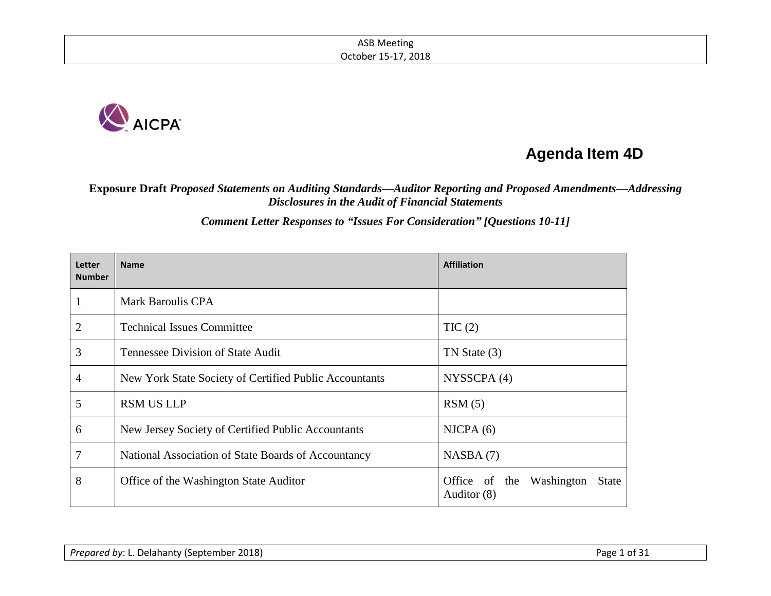ASB Meeting
October 15-17, 2018

AICPA

# Agenda Item 4D

**Exposure Draft** ***Proposed Statements on Auditing Standards—Auditor Reporting and Proposed Amendments—Addressing Disclosures in the Audit of Financial Statements***

***Comment Letter Responses to "Issues For Consideration" [Questions 10-11]***

| Letter Number | Name | Affiliation |
|---|---|---|
| 1 | Mark Baroulis CPA | |
| 2 | Technical Issues Committee | TIC (2) |
| 3 | Tennessee Division of State Audit | TN State (3) |
| 4 | New York State Society of Certified Public Accountants | NYSSCPA (4) |
| 5 | RSM US LLP | RSM (5) |
| 6 | New Jersey Society of Certified Public Accountants | NJCPA (6) |
| 7 | National Association of State Boards of Accountancy | NASBA (7) |
| 8 | Office of the Washington State Auditor | Office of the Washington State Auditor (8) |

*Prepared by*: L. Delahanty (September 2018)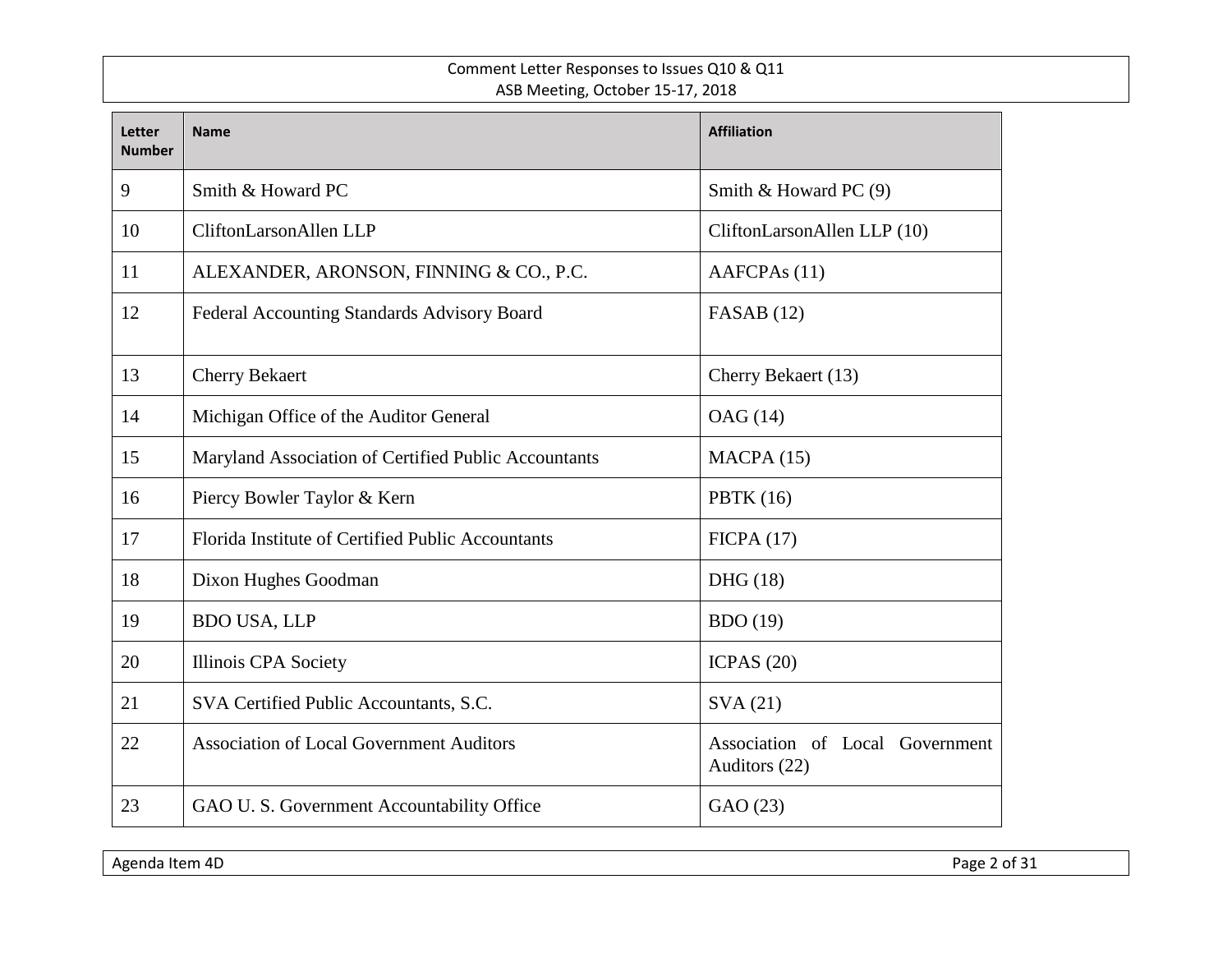| Letter Number | Name | Affiliation |
|---|---|---|
| 9 | Smith & Howard PC | Smith & Howard PC (9) |
| 10 | CliftonLarsonAllen LLP | CliftonLarsonAllen LLP (10) |
| 11 | ALEXANDER, ARONSON, FINNING & CO., P.C. | AAFCPAs (11) |
| 12 | Federal Accounting Standards Advisory Board | FASAB (12) |
| 13 | Cherry Bekaert | Cherry Bekaert (13) |
| 14 | Michigan Office of the Auditor General | OAG (14) |
| 15 | Maryland Association of Certified Public Accountants | MACPA (15) |
| 16 | Piercy Bowler Taylor & Kern | PBTK (16) |
| 17 | Florida Institute of Certified Public Accountants | FICPA (17) |
| 18 | Dixon Hughes Goodman | DHG (18) |
| 19 | BDO USA, LLP | BDO (19) |
| 20 | Illinois CPA Society | ICPAS (20) |
| 21 | SVA Certified Public Accountants, S.C. | SVA (21) |
| 22 | Association of Local Government Auditors | Association of Local Government Auditors (22) |
| 23 | GAO U. S. Government Accountability Office | GAO (23) |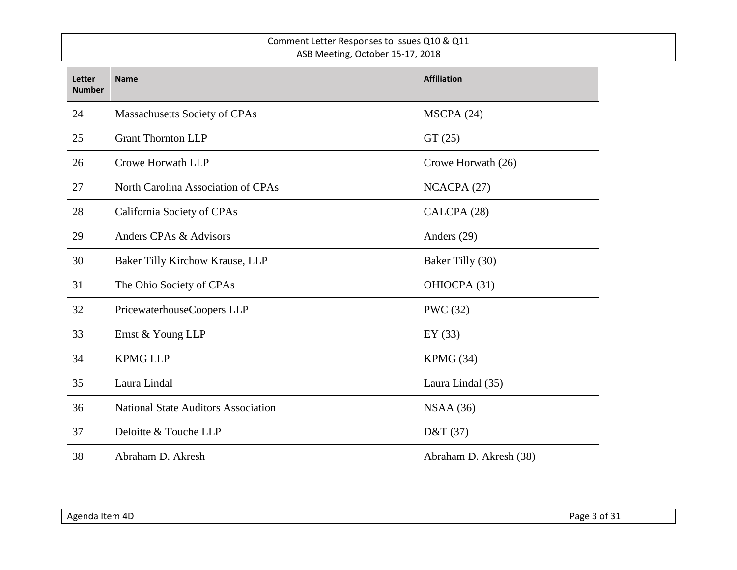| Letter Number | Name | Affiliation |
|---|---|---|
| 24 | Massachusetts Society of CPAs | MSCPA (24) |
| 25 | Grant Thornton LLP | GT (25) |
| 26 | Crowe Horwath LLP | Crowe Horwath (26) |
| 27 | North Carolina Association of CPAs | NCACPA (27) |
| 28 | California Society of CPAs | CALCPA (28) |
| 29 | Anders CPAs & Advisors | Anders (29) |
| 30 | Baker Tilly Kirchow Krause, LLP | Baker Tilly (30) |
| 31 | The Ohio Society of CPAs | OHIOCPA (31) |
| 32 | PricewaterhouseCoopers LLP | PWC (32) |
| 33 | Ernst & Young LLP | EY (33) |
| 34 | KPMG LLP | KPMG (34) |
| 35 | Laura Lindal | Laura Lindal (35) |
| 36 | National State Auditors Association | NSAA (36) |
| 37 | Deloitte & Touche LLP | D&T (37) |
| 38 | Abraham D. Akresh | Abraham D. Akresh (38) |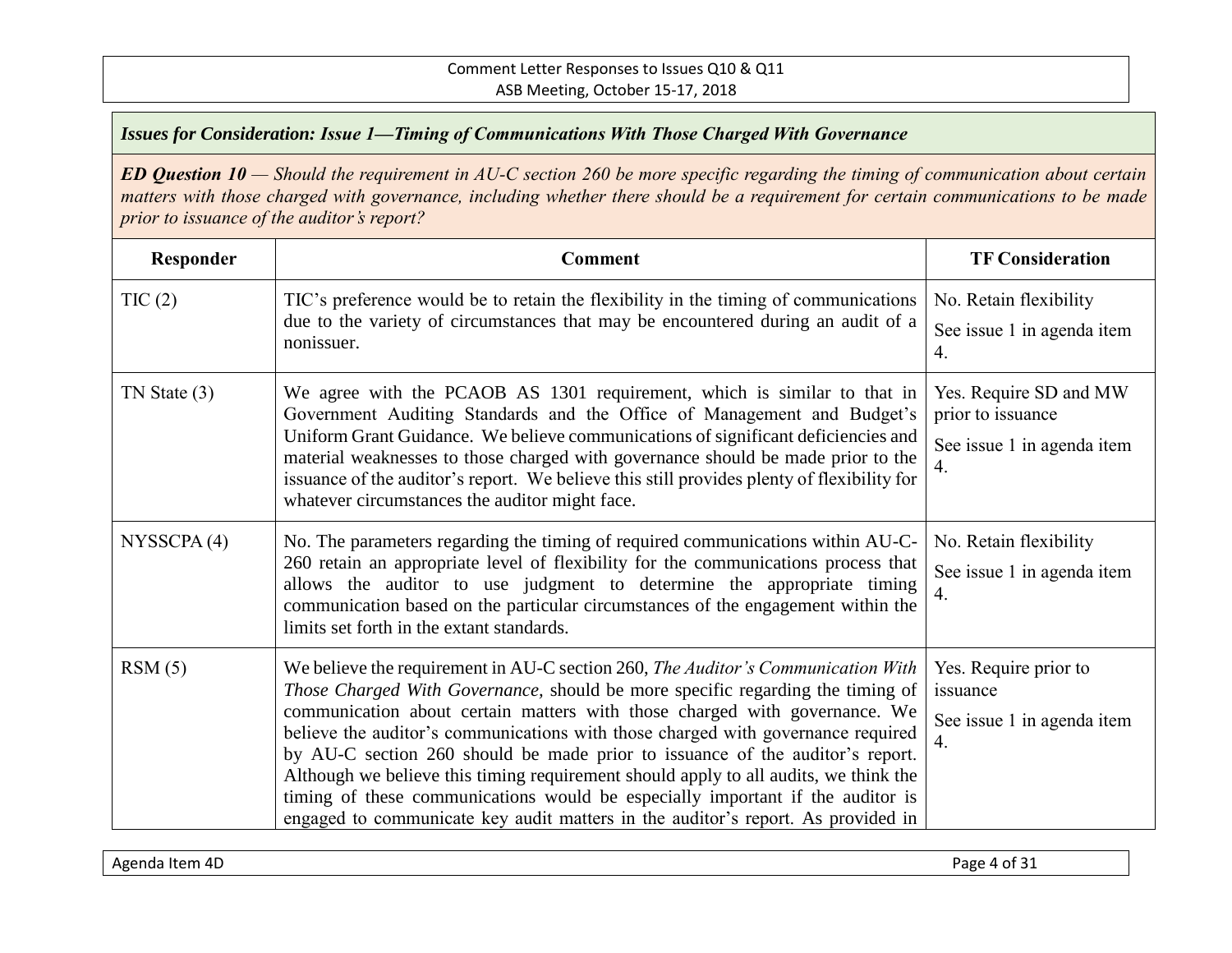***Issues for Consideration: Issue 1—Timing of Communications With Those Charged With Governance***

***ED Question 10** — Should the requirement in AU-C section 260 be more specific regarding the timing of communication about certain matters with those charged with governance, including whether there should be a requirement for certain communications to be made prior to issuance of the auditor's report?*

| Responder | Comment | TF Consideration |
|---|---|---|
| TIC (2) | TIC's preference would be to retain the flexibility in the timing of communications due to the variety of circumstances that may be encountered during an audit of a nonissuer. | No. Retain flexibility<br><br>See issue 1 in agenda item 4. |
| TN State (3) | We agree with the PCAOB AS 1301 requirement, which is similar to that in Government Auditing Standards and the Office of Management and Budget's Uniform Grant Guidance. We believe communications of significant deficiencies and material weaknesses to those charged with governance should be made prior to the issuance of the auditor's report. We believe this still provides plenty of flexibility for whatever circumstances the auditor might face. | Yes. Require SD and MW prior to issuance<br><br>See issue 1 in agenda item 4. |
| NYSSCPA (4) | No. The parameters regarding the timing of required communications within AU-C-260 retain an appropriate level of flexibility for the communications process that allows the auditor to use judgment to determine the appropriate timing communication based on the particular circumstances of the engagement within the limits set forth in the extant standards. | No. Retain flexibility<br><br>See issue 1 in agenda item 4. |
| RSM (5) | We believe the requirement in AU-C section 260, *The Auditor's Communication With Those Charged With Governance*, should be more specific regarding the timing of communication about certain matters with those charged with governance. We believe the auditor's communications with those charged with governance required by AU-C section 260 should be made prior to issuance of the auditor's report. Although we believe this timing requirement should apply to all audits, we think the timing of these communications would be especially important if the auditor is engaged to communicate key audit matters in the auditor's report. As provided in | Yes. Require prior to issuance<br><br>See issue 1 in agenda item 4. |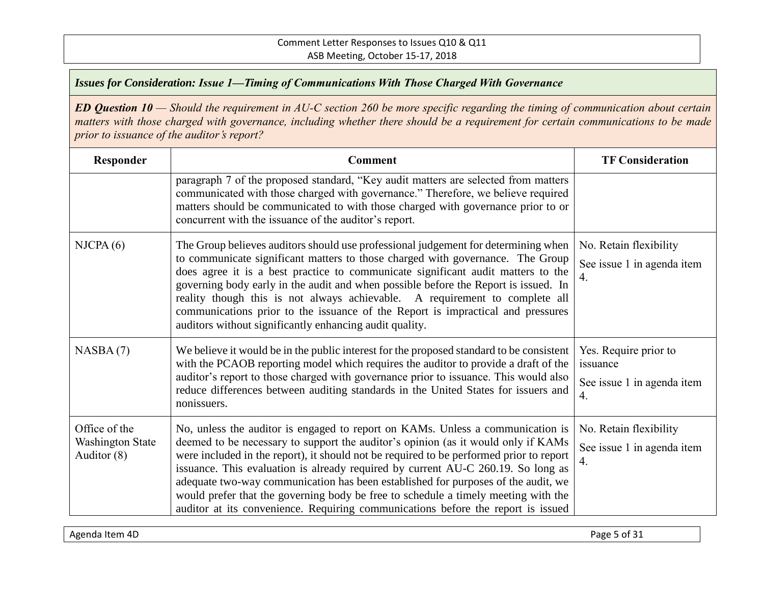***Issues for Consideration: Issue 1—Timing of Communications With Those Charged With Governance***

***ED Question 10** — Should the requirement in AU-C section 260 be more specific regarding the timing of communication about certain matters with those charged with governance, including whether there should be a requirement for certain communications to be made prior to issuance of the auditor's report?*

| Responder | Comment | TF Consideration |
|---|---|---|
| | paragraph 7 of the proposed standard, "Key audit matters are selected from matters communicated with those charged with governance." Therefore, we believe required matters should be communicated to with those charged with governance prior to or concurrent with the issuance of the auditor's report. | |
| NJCPA (6) | The Group believes auditors should use professional judgement for determining when to communicate significant matters to those charged with governance. The Group does agree it is a best practice to communicate significant audit matters to the governing body early in the audit and when possible before the Report is issued. In reality though this is not always achievable. A requirement to complete all communications prior to the issuance of the Report is impractical and pressures auditors without significantly enhancing audit quality. | No. Retain flexibility<br><br>See issue 1 in agenda item 4. |
| NASBA (7) | We believe it would be in the public interest for the proposed standard to be consistent with the PCAOB reporting model which requires the auditor to provide a draft of the auditor's report to those charged with governance prior to issuance. This would also reduce differences between auditing standards in the United States for issuers and nonissuers. | Yes. Require prior to issuance<br><br>See issue 1 in agenda item 4. |
| Office of the Washington State Auditor (8) | No, unless the auditor is engaged to report on KAMs. Unless a communication is deemed to be necessary to support the auditor's opinion (as it would only if KAMs were included in the report), it should not be required to be performed prior to report issuance. This evaluation is already required by current AU-C 260.19. So long as adequate two-way communication has been established for purposes of the audit, we would prefer that the governing body be free to schedule a timely meeting with the auditor at its convenience. Requiring communications before the report is issued | No. Retain flexibility<br><br>See issue 1 in agenda item 4. |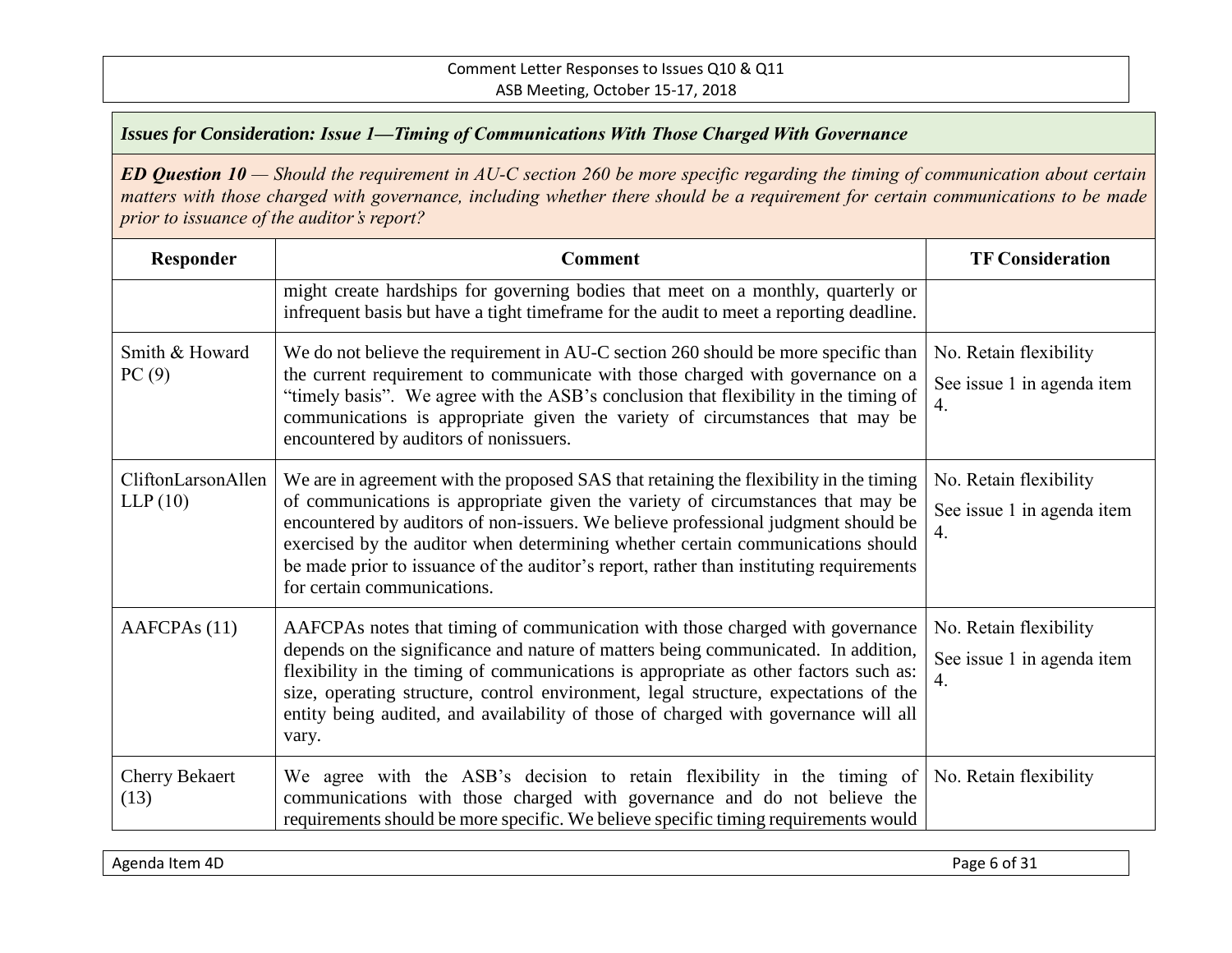### *Issues for Consideration: Issue 1—Timing of Communications With Those Charged With Governance*

***ED Question 10** — Should the requirement in AU-C section 260 be more specific regarding the timing of communication about certain matters with those charged with governance, including whether there should be a requirement for certain communications to be made prior to issuance of the auditor's report?*

| Responder | Comment | TF Consideration |
|---|---|---|
| | might create hardships for governing bodies that meet on a monthly, quarterly or infrequent basis but have a tight timeframe for the audit to meet a reporting deadline. | |
| Smith & Howard PC (9) | We do not believe the requirement in AU-C section 260 should be more specific than the current requirement to communicate with those charged with governance on a "timely basis". We agree with the ASB's conclusion that flexibility in the timing of communications is appropriate given the variety of circumstances that may be encountered by auditors of nonissuers. | No. Retain flexibility<br><br>See issue 1 in agenda item 4. |
| CliftonLarsonAllen LLP (10) | We are in agreement with the proposed SAS that retaining the flexibility in the timing of communications is appropriate given the variety of circumstances that may be encountered by auditors of non-issuers. We believe professional judgment should be exercised by the auditor when determining whether certain communications should be made prior to issuance of the auditor's report, rather than instituting requirements for certain communications. | No. Retain flexibility<br><br>See issue 1 in agenda item 4. |
| AAFCPAs (11) | AAFCPAs notes that timing of communication with those charged with governance depends on the significance and nature of matters being communicated. In addition, flexibility in the timing of communications is appropriate as other factors such as: size, operating structure, control environment, legal structure, expectations of the entity being audited, and availability of those of charged with governance will all vary. | No. Retain flexibility<br><br>See issue 1 in agenda item 4. |
| Cherry Bekaert (13) | We agree with the ASB's decision to retain flexibility in the timing of communications with those charged with governance and do not believe the requirements should be more specific. We believe specific timing requirements would | No. Retain flexibility |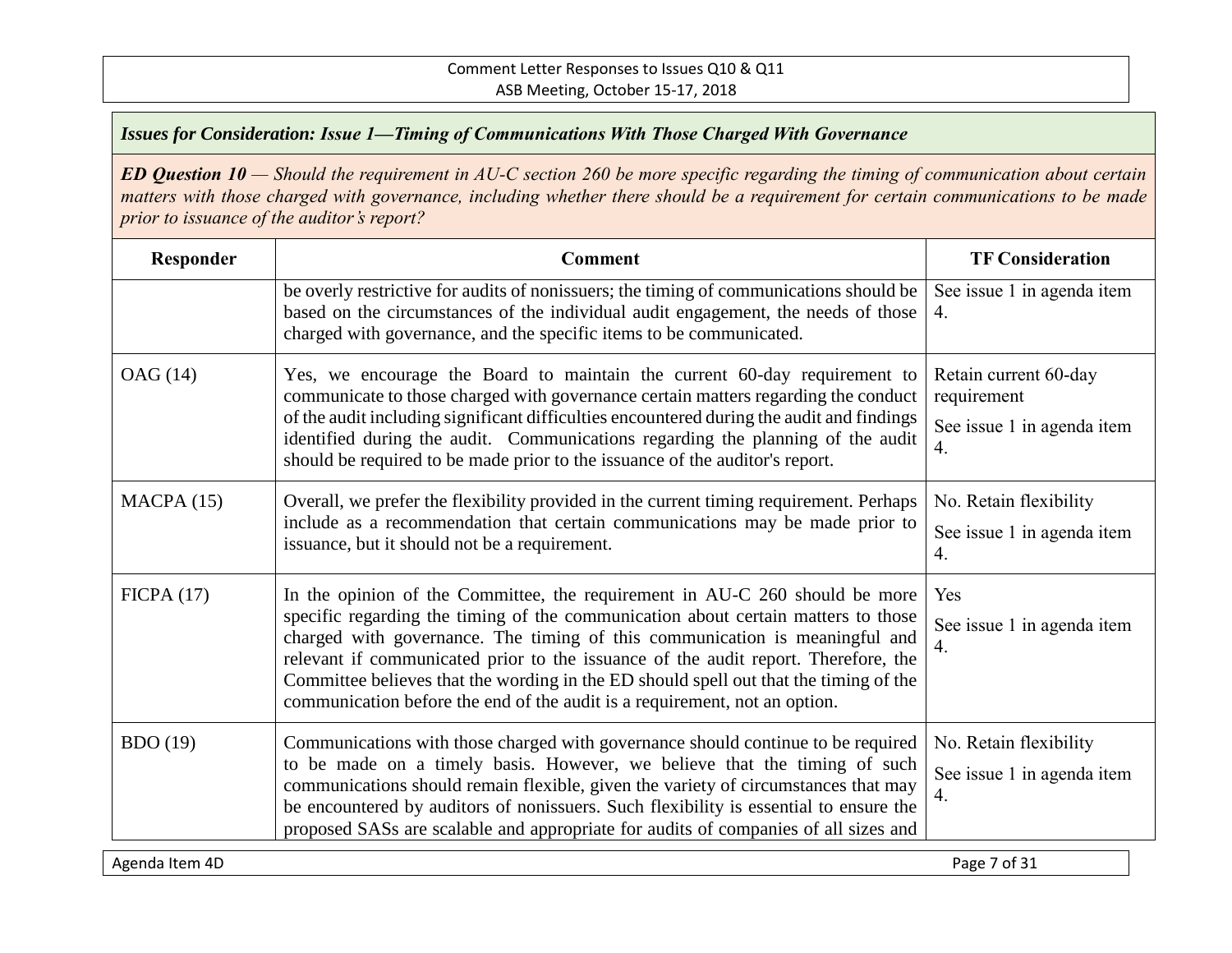*Issues for Consideration: Issue 1—Timing of Communications With Those Charged With Governance*

***ED Question 10** — Should the requirement in AU-C section 260 be more specific regarding the timing of communication about certain matters with those charged with governance, including whether there should be a requirement for certain communications to be made prior to issuance of the auditor's report?*

| Responder | Comment | TF Consideration |
|---|---|---|
| | be overly restrictive for audits of nonissuers; the timing of communications should be based on the circumstances of the individual audit engagement, the needs of those charged with governance, and the specific items to be communicated. | See issue 1 in agenda item 4. |
| OAG (14) | Yes, we encourage the Board to maintain the current 60-day requirement to communicate to those charged with governance certain matters regarding the conduct of the audit including significant difficulties encountered during the audit and findings identified during the audit. Communications regarding the planning of the audit should be required to be made prior to the issuance of the auditor's report. | Retain current 60-day requirement<br><br>See issue 1 in agenda item 4. |
| MACPA (15) | Overall, we prefer the flexibility provided in the current timing requirement. Perhaps include as a recommendation that certain communications may be made prior to issuance, but it should not be a requirement. | No. Retain flexibility<br><br>See issue 1 in agenda item 4. |
| FICPA (17) | In the opinion of the Committee, the requirement in AU-C 260 should be more specific regarding the timing of the communication about certain matters to those charged with governance. The timing of this communication is meaningful and relevant if communicated prior to the issuance of the audit report. Therefore, the Committee believes that the wording in the ED should spell out that the timing of the communication before the end of the audit is a requirement, not an option. | Yes<br><br>See issue 1 in agenda item 4. |
| BDO (19) | Communications with those charged with governance should continue to be required to be made on a timely basis. However, we believe that the timing of such communications should remain flexible, given the variety of circumstances that may be encountered by auditors of nonissuers. Such flexibility is essential to ensure the proposed SASs are scalable and appropriate for audits of companies of all sizes and | No. Retain flexibility<br><br>See issue 1 in agenda item 4. |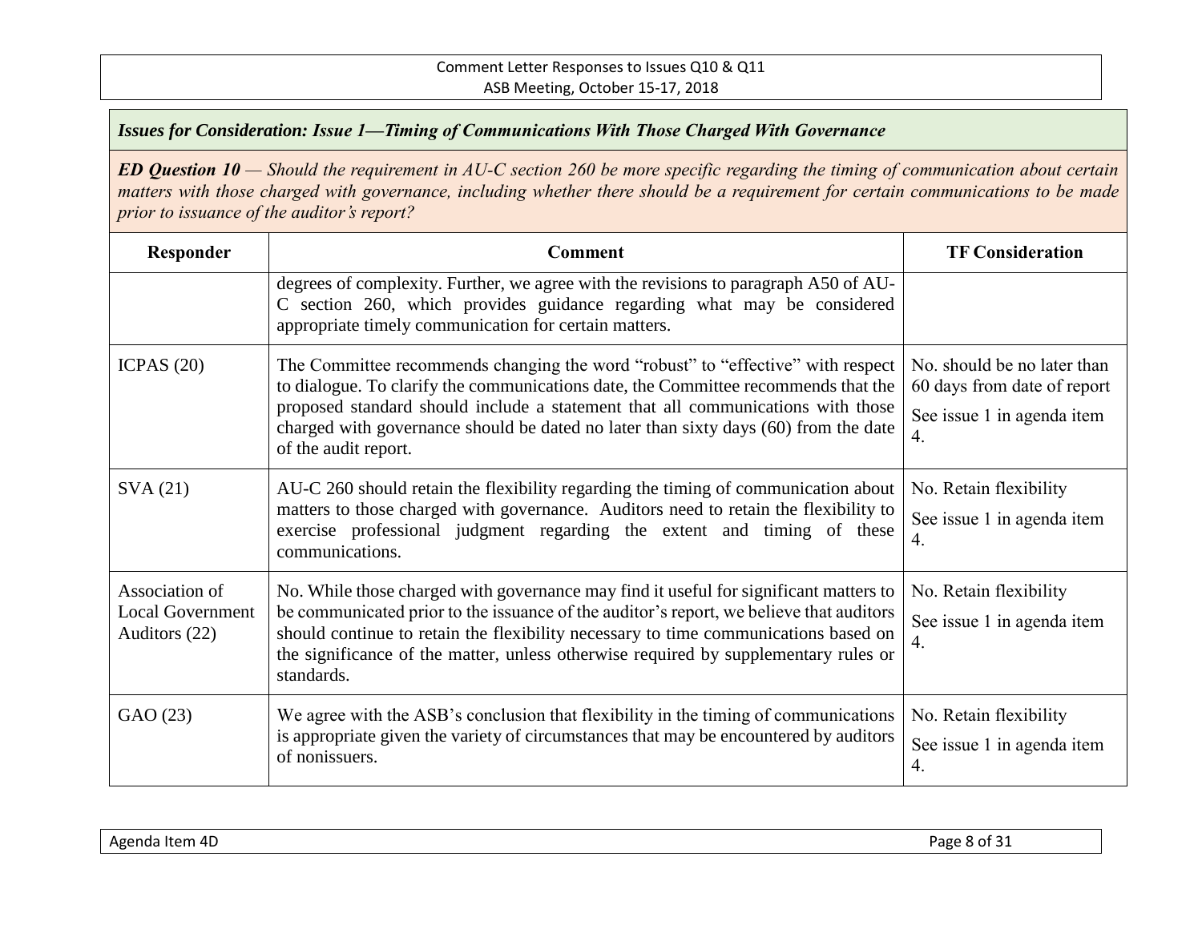### *Issues for Consideration: Issue 1—Timing of Communications With Those Charged With Governance*

***ED Question 10*** *— Should the requirement in AU-C section 260 be more specific regarding the timing of communication about certain matters with those charged with governance, including whether there should be a requirement for certain communications to be made prior to issuance of the auditor's report?*

| Responder | Comment | TF Consideration |
|---|---|---|
| | degrees of complexity. Further, we agree with the revisions to paragraph A50 of AU-C section 260, which provides guidance regarding what may be considered appropriate timely communication for certain matters. | |
| ICPAS (20) | The Committee recommends changing the word "robust" to "effective" with respect to dialogue. To clarify the communications date, the Committee recommends that the proposed standard should include a statement that all communications with those charged with governance should be dated no later than sixty days (60) from the date of the audit report. | No. should be no later than 60 days from date of report<br><br>See issue 1 in agenda item 4. |
| SVA (21) | AU-C 260 should retain the flexibility regarding the timing of communication about matters to those charged with governance. Auditors need to retain the flexibility to exercise professional judgment regarding the extent and timing of these communications. | No. Retain flexibility<br><br>See issue 1 in agenda item 4. |
| Association of Local Government Auditors (22) | No. While those charged with governance may find it useful for significant matters to be communicated prior to the issuance of the auditor's report, we believe that auditors should continue to retain the flexibility necessary to time communications based on the significance of the matter, unless otherwise required by supplementary rules or standards. | No. Retain flexibility<br><br>See issue 1 in agenda item 4. |
| GAO (23) | We agree with the ASB's conclusion that flexibility in the timing of communications is appropriate given the variety of circumstances that may be encountered by auditors of nonissuers. | No. Retain flexibility<br><br>See issue 1 in agenda item 4. |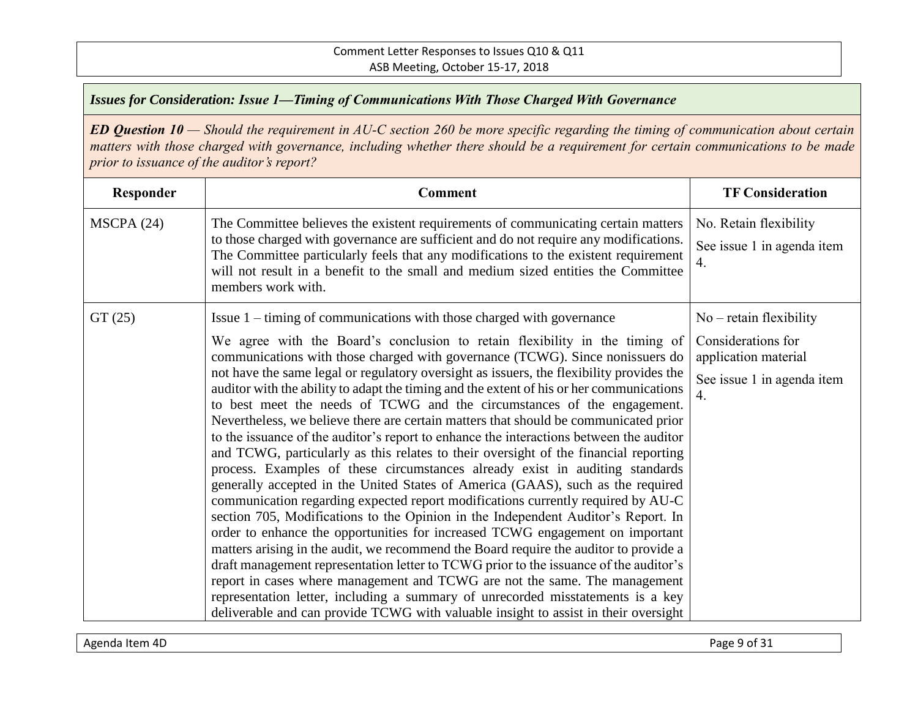***Issues for Consideration: Issue 1—Timing of Communications With Those Charged With Governance***

***ED Question 10** — Should the requirement in AU-C section 260 be more specific regarding the timing of communication about certain matters with those charged with governance, including whether there should be a requirement for certain communications to be made prior to issuance of the auditor's report?*

| Responder | Comment | TF Consideration |
|---|---|---|
| MSCPA (24) | The Committee believes the existent requirements of communicating certain matters to those charged with governance are sufficient and do not require any modifications. The Committee particularly feels that any modifications to the existent requirement will not result in a benefit to the small and medium sized entities the Committee members work with. | No. Retain flexibility<br><br>See issue 1 in agenda item 4. |
| GT (25) | Issue 1 – timing of communications with those charged with governance<br><br>We agree with the Board's conclusion to retain flexibility in the timing of communications with those charged with governance (TCWG). Since nonissuers do not have the same legal or regulatory oversight as issuers, the flexibility provides the auditor with the ability to adapt the timing and the extent of his or her communications to best meet the needs of TCWG and the circumstances of the engagement. Nevertheless, we believe there are certain matters that should be communicated prior to the issuance of the auditor's report to enhance the interactions between the auditor and TCWG, particularly as this relates to their oversight of the financial reporting process. Examples of these circumstances already exist in auditing standards generally accepted in the United States of America (GAAS), such as the required communication regarding expected report modifications currently required by AU-C section 705, Modifications to the Opinion in the Independent Auditor's Report. In order to enhance the opportunities for increased TCWG engagement on important matters arising in the audit, we recommend the Board require the auditor to provide a draft management representation letter to TCWG prior to the issuance of the auditor's report in cases where management and TCWG are not the same. The management representation letter, including a summary of unrecorded misstatements is a key deliverable and can provide TCWG with valuable insight to assist in their oversight | No – retain flexibility<br><br>Considerations for application material<br><br>See issue 1 in agenda item 4. |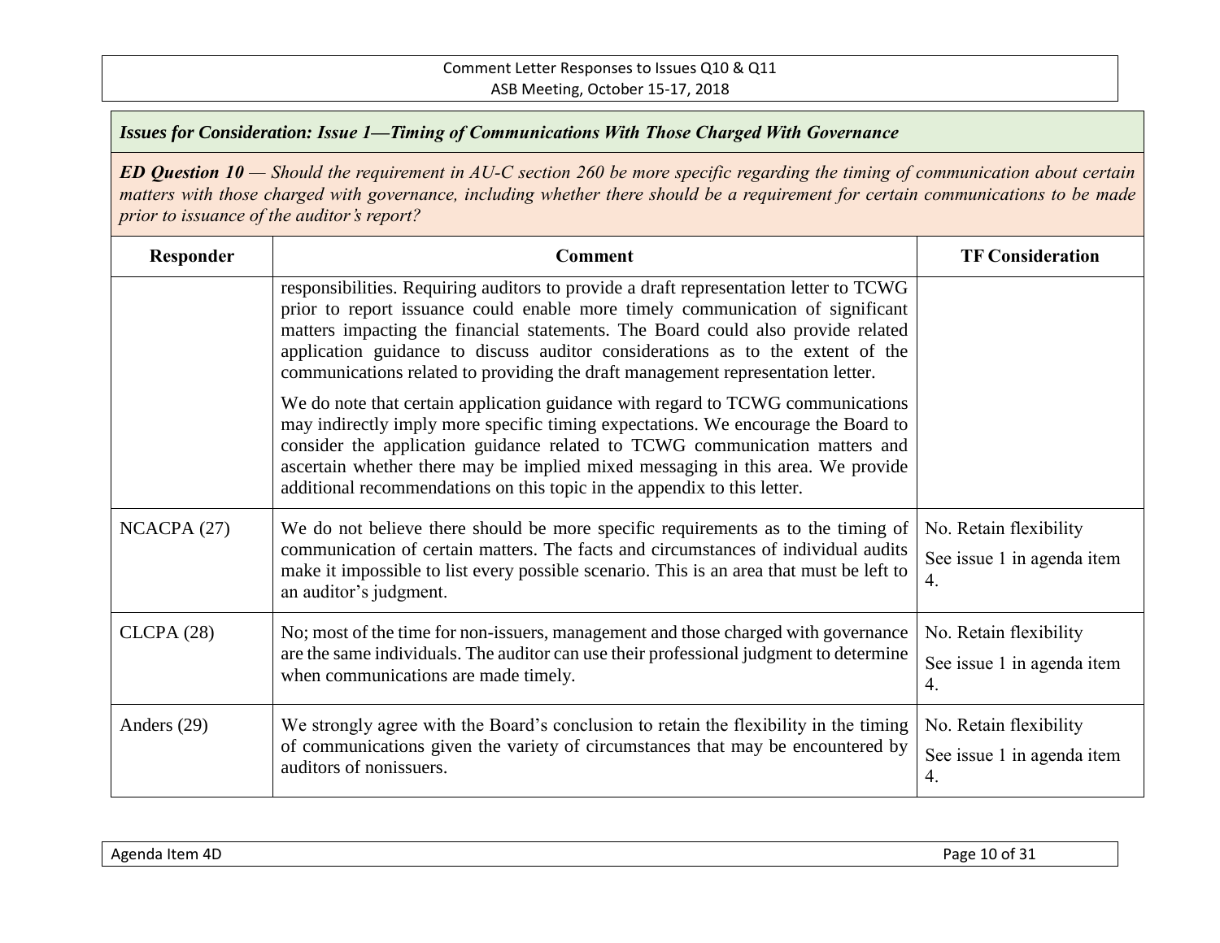### *Issues for Consideration: Issue 1—Timing of Communications With Those Charged With Governance*

***ED Question 10*** *— Should the requirement in AU-C section 260 be more specific regarding the timing of communication about certain matters with those charged with governance, including whether there should be a requirement for certain communications to be made prior to issuance of the auditor's report?*

| Responder | Comment | TF Consideration |
|---|---|---|
| | responsibilities. Requiring auditors to provide a draft representation letter to TCWG prior to report issuance could enable more timely communication of significant matters impacting the financial statements. The Board could also provide related application guidance to discuss auditor considerations as to the extent of the communications related to providing the draft management representation letter.<br><br>We do note that certain application guidance with regard to TCWG communications may indirectly imply more specific timing expectations. We encourage the Board to consider the application guidance related to TCWG communication matters and ascertain whether there may be implied mixed messaging in this area. We provide additional recommendations on this topic in the appendix to this letter. | |
| NCACPA (27) | We do not believe there should be more specific requirements as to the timing of communication of certain matters. The facts and circumstances of individual audits make it impossible to list every possible scenario. This is an area that must be left to an auditor's judgment. | No. Retain flexibility<br><br>See issue 1 in agenda item 4. |
| CLCPA (28) | No; most of the time for non-issuers, management and those charged with governance are the same individuals. The auditor can use their professional judgment to determine when communications are made timely. | No. Retain flexibility<br><br>See issue 1 in agenda item 4. |
| Anders (29) | We strongly agree with the Board's conclusion to retain the flexibility in the timing of communications given the variety of circumstances that may be encountered by auditors of nonissuers. | No. Retain flexibility<br><br>See issue 1 in agenda item 4. |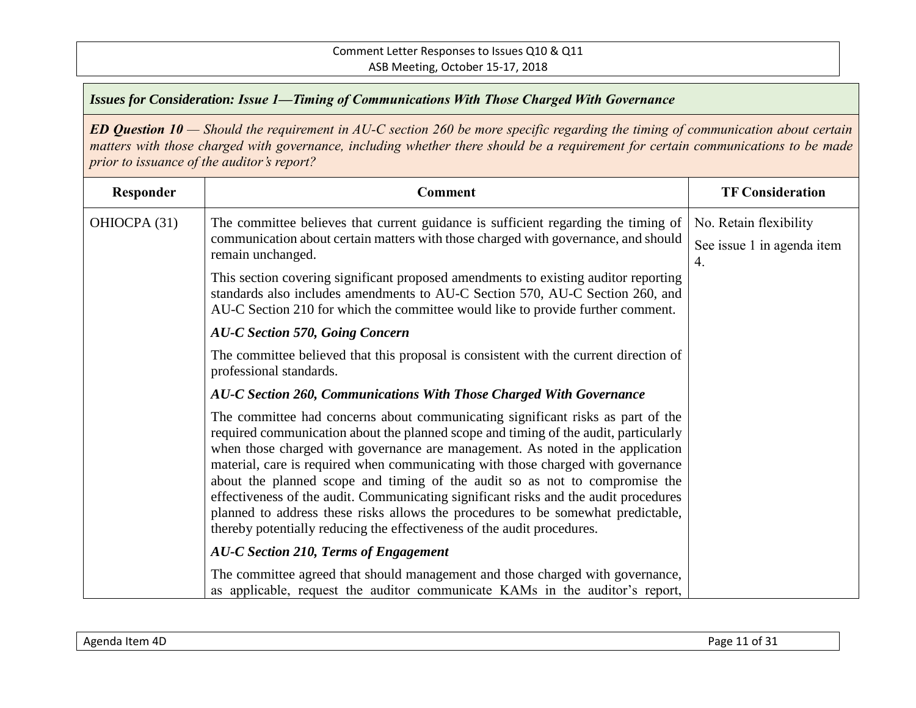### *Issues for Consideration: Issue 1—Timing of Communications With Those Charged With Governance*

***ED Question 10** — Should the requirement in AU-C section 260 be more specific regarding the timing of communication about certain matters with those charged with governance, including whether there should be a requirement for certain communications to be made prior to issuance of the auditor's report?*

| Responder | Comment | TF Consideration |
|---|---|---|
| OHIOCPA (31) | The committee believes that current guidance is sufficient regarding the timing of communication about certain matters with those charged with governance, and should remain unchanged.<br><br>This section covering significant proposed amendments to existing auditor reporting standards also includes amendments to AU-C Section 570, AU-C Section 260, and AU-C Section 210 for which the committee would like to provide further comment.<br><br>***AU-C Section 570, Going Concern***<br><br>The committee believed that this proposal is consistent with the current direction of professional standards.<br><br>***AU-C Section 260, Communications With Those Charged With Governance***<br><br>The committee had concerns about communicating significant risks as part of the required communication about the planned scope and timing of the audit, particularly when those charged with governance are management. As noted in the application material, care is required when communicating with those charged with governance about the planned scope and timing of the audit so as not to compromise the effectiveness of the audit. Communicating significant risks and the audit procedures planned to address these risks allows the procedures to be somewhat predictable, thereby potentially reducing the effectiveness of the audit procedures.<br><br>***AU-C Section 210, Terms of Engagement***<br><br>The committee agreed that should management and those charged with governance, as applicable, request the auditor communicate KAMs in the auditor's report, | No. Retain flexibility<br><br>See issue 1 in agenda item 4. |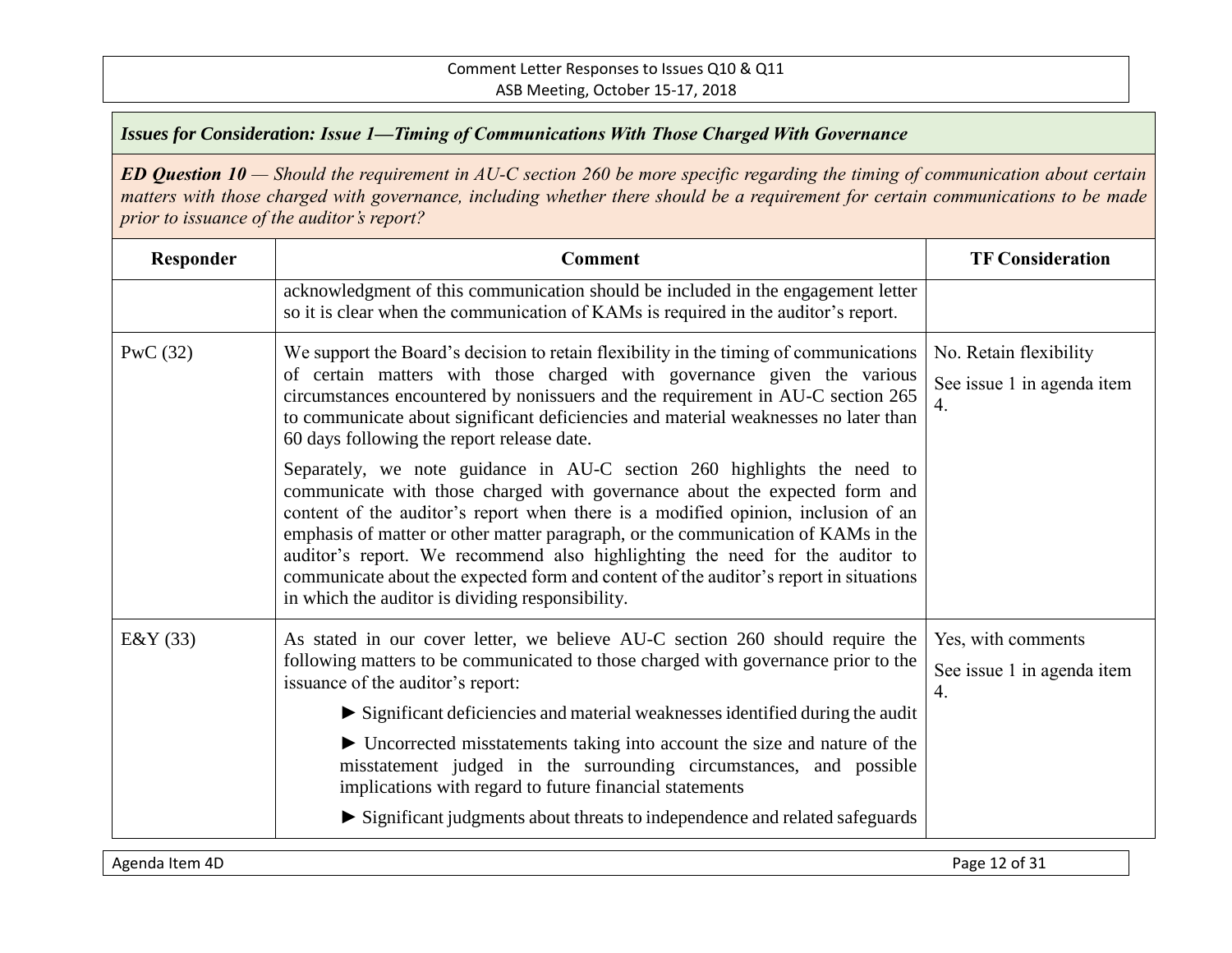## *Issues for Consideration: Issue 1—Timing of Communications With Those Charged With Governance*

***ED Question 10*** *— Should the requirement in AU-C section 260 be more specific regarding the timing of communication about certain matters with those charged with governance, including whether there should be a requirement for certain communications to be made prior to issuance of the auditor's report?*

| Responder | Comment | TF Consideration |
|---|---|---|
| | acknowledgment of this communication should be included in the engagement letter so it is clear when the communication of KAMs is required in the auditor's report. | |
| PwC (32) | We support the Board's decision to retain flexibility in the timing of communications of certain matters with those charged with governance given the various circumstances encountered by nonissuers and the requirement in AU-C section 265 to communicate about significant deficiencies and material weaknesses no later than 60 days following the report release date.<br><br>Separately, we note guidance in AU-C section 260 highlights the need to communicate with those charged with governance about the expected form and content of the auditor's report when there is a modified opinion, inclusion of an emphasis of matter or other matter paragraph, or the communication of KAMs in the auditor's report. We recommend also highlighting the need for the auditor to communicate about the expected form and content of the auditor's report in situations in which the auditor is dividing responsibility. | No. Retain flexibility<br><br>See issue 1 in agenda item 4. |
| E&Y (33) | As stated in our cover letter, we believe AU-C section 260 should require the following matters to be communicated to those charged with governance prior to the issuance of the auditor's report:<br><br>► Significant deficiencies and material weaknesses identified during the audit<br><br>► Uncorrected misstatements taking into account the size and nature of the misstatement judged in the surrounding circumstances, and possible implications with regard to future financial statements<br><br>► Significant judgments about threats to independence and related safeguards | Yes, with comments<br><br>See issue 1 in agenda item 4. |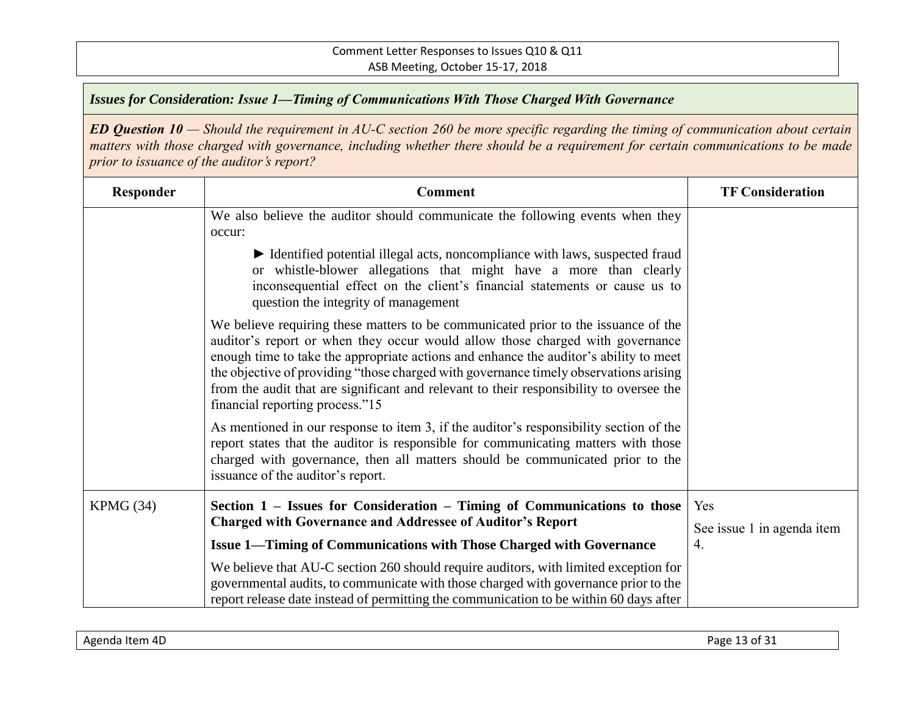*Issues for Consideration: Issue 1—Timing of Communications With Those Charged With Governance*

***ED Question 10** — Should the requirement in AU-C section 260 be more specific regarding the timing of communication about certain matters with those charged with governance, including whether there should be a requirement for certain communications to be made prior to issuance of the auditor's report?*

| Responder | Comment | TF Consideration |
|---|---|---|
| | We also believe the auditor should communicate the following events when they occur:<br><br>► Identified potential illegal acts, noncompliance with laws, suspected fraud or whistle-blower allegations that might have a more than clearly inconsequential effect on the client's financial statements or cause us to question the integrity of management<br><br>We believe requiring these matters to be communicated prior to the issuance of the auditor's report or when they occur would allow those charged with governance enough time to take the appropriate actions and enhance the auditor's ability to meet the objective of providing "those charged with governance timely observations arising from the audit that are significant and relevant to their responsibility to oversee the financial reporting process."15<br><br>As mentioned in our response to item 3, if the auditor's responsibility section of the report states that the auditor is responsible for communicating matters with those charged with governance, then all matters should be communicated prior to the issuance of the auditor's report. | |
| KPMG (34) | **Section 1 – Issues for Consideration – Timing of Communications to those Charged with Governance and Addressee of Auditor's Report**<br><br>**Issue 1—Timing of Communications with Those Charged with Governance**<br><br>We believe that AU-C section 260 should require auditors, with limited exception for governmental audits, to communicate with those charged with governance prior to the report release date instead of permitting the communication to be within 60 days after | Yes<br><br>See issue 1 in agenda item 4. |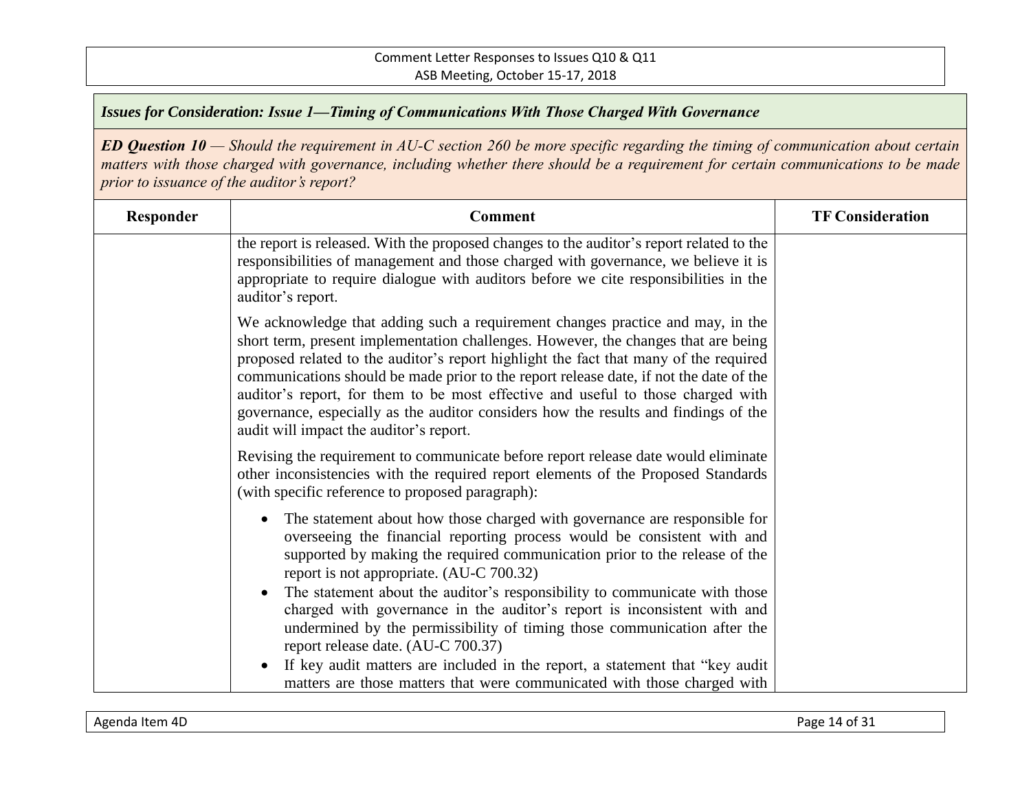*Issues for Consideration: Issue 1—Timing of Communications With Those Charged With Governance*

***ED Question 10*** *— Should the requirement in AU-C section 260 be more specific regarding the timing of communication about certain matters with those charged with governance, including whether there should be a requirement for certain communications to be made prior to issuance of the auditor's report?*

| Responder | Comment | TF Consideration |
|---|---|---|
| | the report is released. With the proposed changes to the auditor's report related to the responsibilities of management and those charged with governance, we believe it is appropriate to require dialogue with auditors before we cite responsibilities in the auditor's report.<br><br>We acknowledge that adding such a requirement changes practice and may, in the short term, present implementation challenges. However, the changes that are being proposed related to the auditor's report highlight the fact that many of the required communications should be made prior to the report release date, if not the date of the auditor's report, for them to be most effective and useful to those charged with governance, especially as the auditor considers how the results and findings of the audit will impact the auditor's report.<br><br>Revising the requirement to communicate before report release date would eliminate other inconsistencies with the required report elements of the Proposed Standards (with specific reference to proposed paragraph):<br><br>• The statement about how those charged with governance are responsible for overseeing the financial reporting process would be consistent with and supported by making the required communication prior to the release of the report is not appropriate. (AU-C 700.32)<br>• The statement about the auditor's responsibility to communicate with those charged with governance in the auditor's report is inconsistent with and undermined by the permissibility of timing those communication after the report release date. (AU-C 700.37)<br>• If key audit matters are included in the report, a statement that "key audit matters are those matters that were communicated with those charged with | |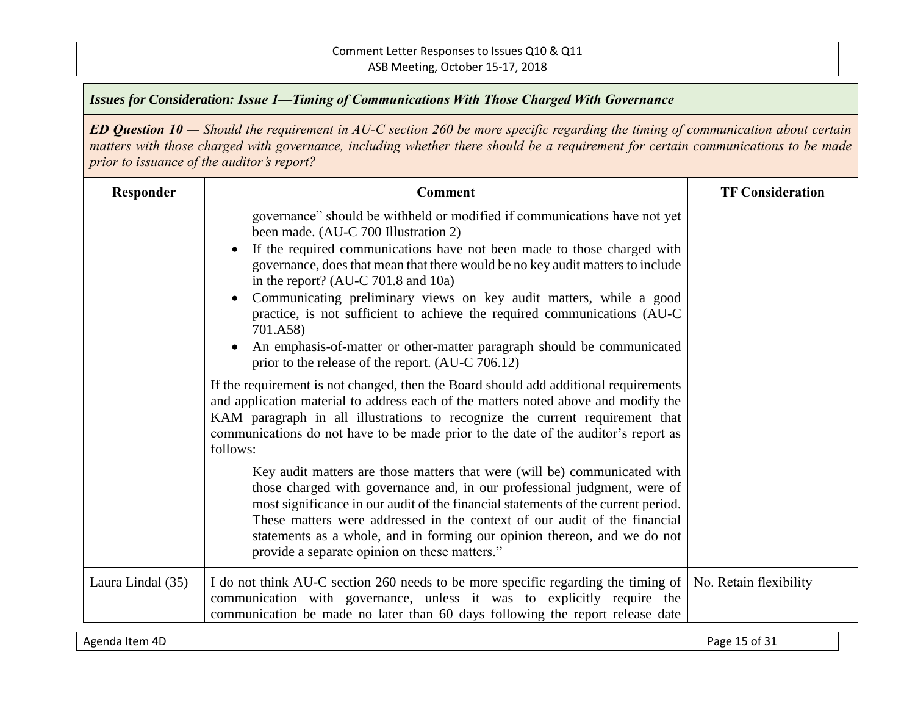***Issues for Consideration: Issue 1—Timing of Communications With Those Charged With Governance***

***ED Question 10** — Should the requirement in AU-C section 260 be more specific regarding the timing of communication about certain matters with those charged with governance, including whether there should be a requirement for certain communications to be made prior to issuance of the auditor's report?*

| Responder | Comment | TF Consideration |
|---|---|---|
| | governance" should be withheld or modified if communications have not yet been made. (AU-C 700 Illustration 2)<br>• If the required communications have not been made to those charged with governance, does that mean that there would be no key audit matters to include in the report? (AU-C 701.8 and 10a)<br>• Communicating preliminary views on key audit matters, while a good practice, is not sufficient to achieve the required communications (AU-C 701.A58)<br>• An emphasis-of-matter or other-matter paragraph should be communicated prior to the release of the report. (AU-C 706.12)<br><br>If the requirement is not changed, then the Board should add additional requirements and application material to address each of the matters noted above and modify the KAM paragraph in all illustrations to recognize the current requirement that communications do not have to be made prior to the date of the auditor's report as follows:<br><br>Key audit matters are those matters that were (will be) communicated with those charged with governance and, in our professional judgment, were of most significance in our audit of the financial statements of the current period. These matters were addressed in the context of our audit of the financial statements as a whole, and in forming our opinion thereon, and we do not provide a separate opinion on these matters." | |
| Laura Lindal (35) | I do not think AU-C section 260 needs to be more specific regarding the timing of communication with governance, unless it was to explicitly require the communication be made no later than 60 days following the report release date | No. Retain flexibility |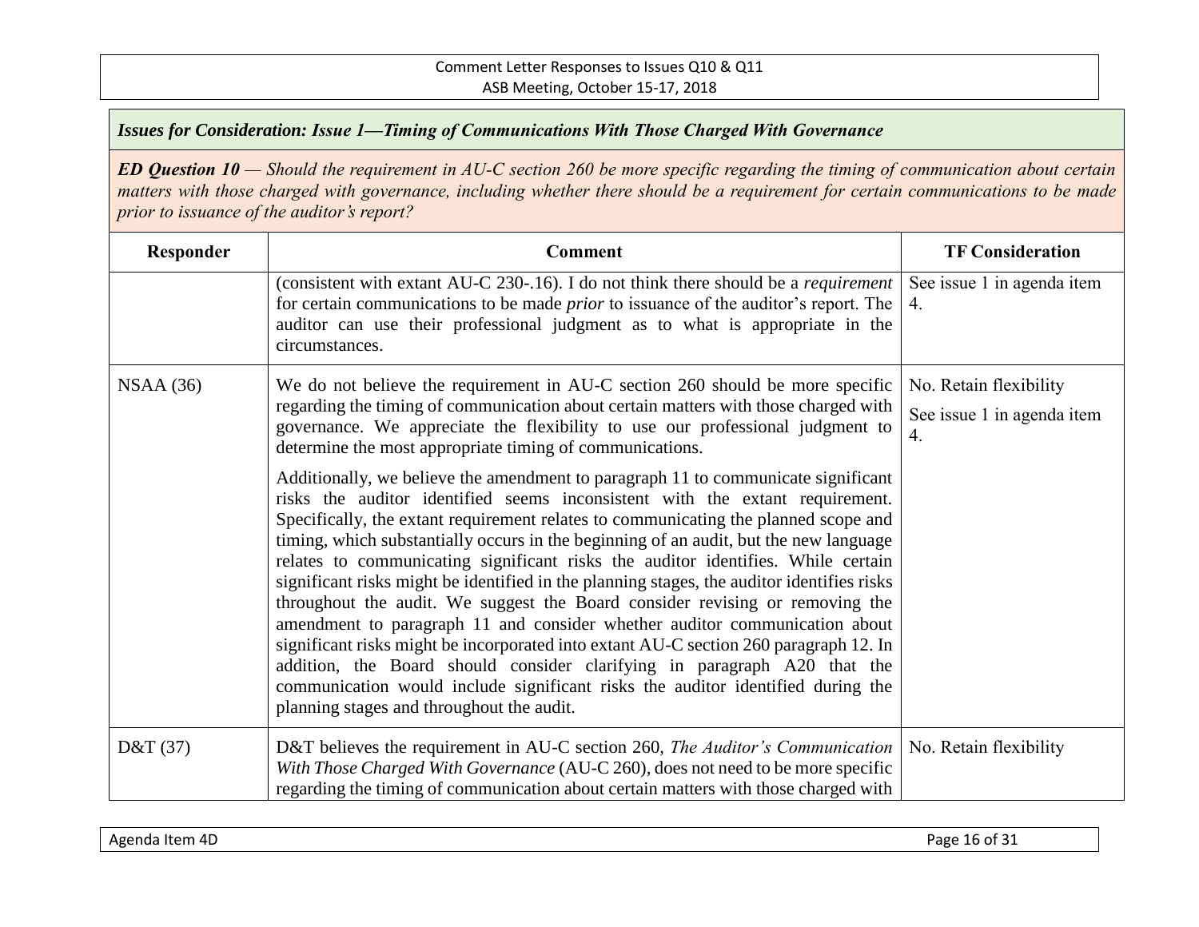### *Issues for Consideration: Issue 1—Timing of Communications With Those Charged With Governance*

***ED Question 10*** *— Should the requirement in AU-C section 260 be more specific regarding the timing of communication about certain matters with those charged with governance, including whether there should be a requirement for certain communications to be made prior to issuance of the auditor's report?*

| Responder | Comment | TF Consideration |
|---|---|---|
| | (consistent with extant AU-C 230-.16). I do not think there should be a *requirement* for certain communications to be made *prior* to issuance of the auditor's report. The auditor can use their professional judgment as to what is appropriate in the circumstances. | See issue 1 in agenda item 4. |
| NSAA (36) | We do not believe the requirement in AU-C section 260 should be more specific regarding the timing of communication about certain matters with those charged with governance. We appreciate the flexibility to use our professional judgment to determine the most appropriate timing of communications.<br><br>Additionally, we believe the amendment to paragraph 11 to communicate significant risks the auditor identified seems inconsistent with the extant requirement. Specifically, the extant requirement relates to communicating the planned scope and timing, which substantially occurs in the beginning of an audit, but the new language relates to communicating significant risks the auditor identifies. While certain significant risks might be identified in the planning stages, the auditor identifies risks throughout the audit. We suggest the Board consider revising or removing the amendment to paragraph 11 and consider whether auditor communication about significant risks might be incorporated into extant AU-C section 260 paragraph 12. In addition, the Board should consider clarifying in paragraph A20 that the communication would include significant risks the auditor identified during the planning stages and throughout the audit. | No. Retain flexibility<br><br>See issue 1 in agenda item 4. |
| D&T (37) | D&T believes the requirement in AU-C section 260, *The Auditor's Communication With Those Charged With Governance* (AU-C 260), does not need to be more specific regarding the timing of communication about certain matters with those charged with | No. Retain flexibility |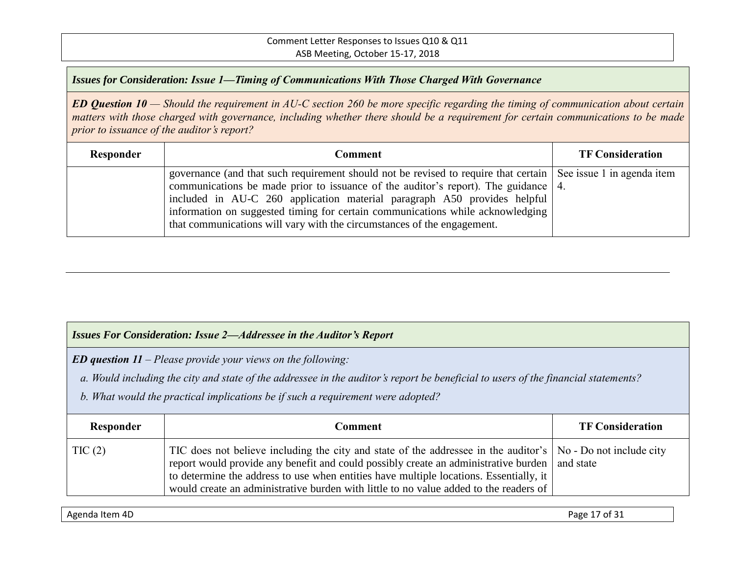***Issues for Consideration: Issue 1—Timing of Communications With Those Charged With Governance***

***ED Question 10** — Should the requirement in AU-C section 260 be more specific regarding the timing of communication about certain matters with those charged with governance, including whether there should be a requirement for certain communications to be made prior to issuance of the auditor's report?*

| Responder | Comment | TF Consideration |
|---|---|---|
| | governance (and that such requirement should not be revised to require that certain communications be made prior to issuance of the auditor's report). The guidance included in AU-C 260 application material paragraph A50 provides helpful information on suggested timing for certain communications while acknowledging that communications will vary with the circumstances of the engagement. | See issue 1 in agenda item 4. |

---

***Issues For Consideration: Issue 2—Addressee in the Auditor's Report***

***ED question 11** – Please provide your views on the following:*

*a. Would including the city and state of the addressee in the auditor's report be beneficial to users of the financial statements?*

*b. What would the practical implications be if such a requirement were adopted?*

| Responder | Comment | TF Consideration |
|---|---|---|
| TIC (2) | TIC does not believe including the city and state of the addressee in the auditor's report would provide any benefit and could possibly create an administrative burden to determine the address to use when entities have multiple locations. Essentially, it would create an administrative burden with little to no value added to the readers of | No - Do not include city and state |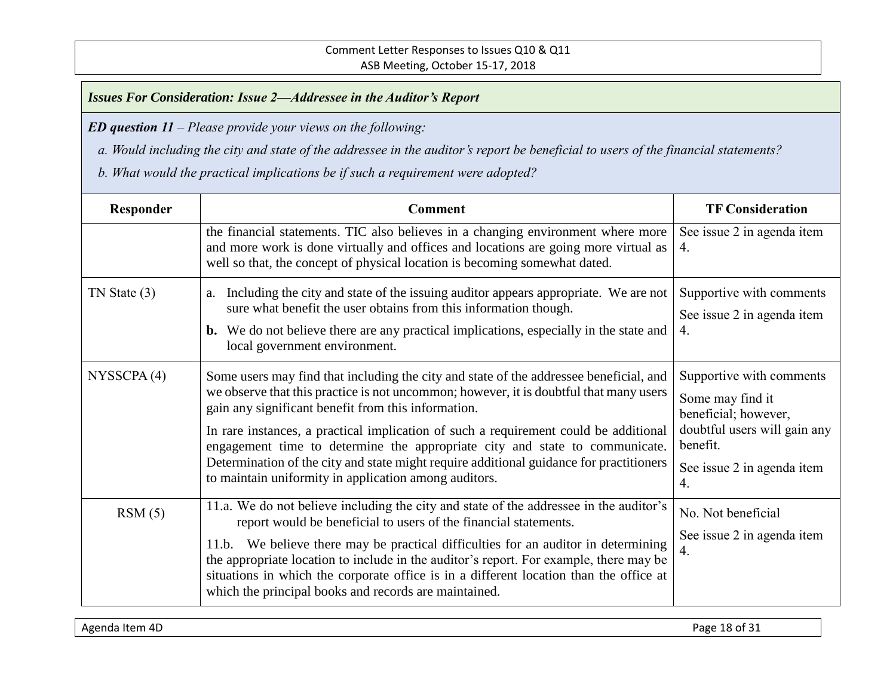***Issues For Consideration: Issue 2—Addressee in the Auditor's Report***

***ED question 11** – Please provide your views on the following:*

*a. Would including the city and state of the addressee in the auditor's report be beneficial to users of the financial statements?*

*b. What would the practical implications be if such a requirement were adopted?*

| Responder | Comment | TF Consideration |
|---|---|---|
| | the financial statements. TIC also believes in a changing environment where more and more work is done virtually and offices and locations are going more virtual as well so that, the concept of physical location is becoming somewhat dated. | See issue 2 in agenda item 4. |
| TN State (3) | a. Including the city and state of the issuing auditor appears appropriate. We are not sure what benefit the user obtains from this information though.<br>**b.** We do not believe there are any practical implications, especially in the state and local government environment. | Supportive with comments<br>See issue 2 in agenda item 4. |
| NYSSCPA (4) | Some users may find that including the city and state of the addressee beneficial, and we observe that this practice is not uncommon; however, it is doubtful that many users gain any significant benefit from this information.<br>In rare instances, a practical implication of such a requirement could be additional engagement time to determine the appropriate city and state to communicate. Determination of the city and state might require additional guidance for practitioners to maintain uniformity in application among auditors. | Supportive with comments<br>Some may find it beneficial; however, doubtful users will gain any benefit.<br>See issue 2 in agenda item 4. |
| RSM (5) | 11.a. We do not believe including the city and state of the addressee in the auditor's report would be beneficial to users of the financial statements.<br>11.b. We believe there may be practical difficulties for an auditor in determining the appropriate location to include in the auditor's report. For example, there may be situations in which the corporate office is in a different location than the office at which the principal books and records are maintained. | No. Not beneficial<br>See issue 2 in agenda item 4. |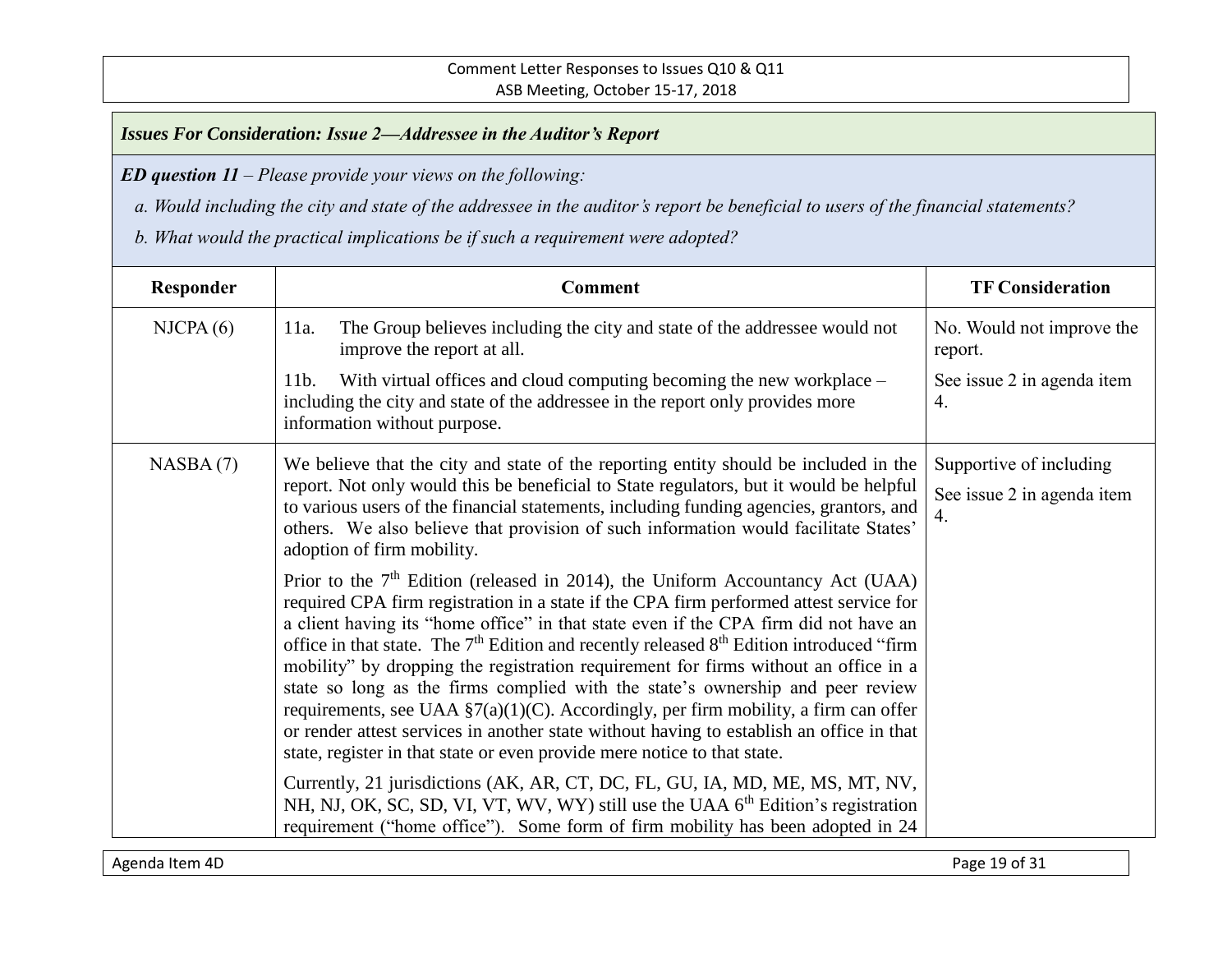***Issues For Consideration: Issue 2—Addressee in the Auditor's Report***

***ED question 11** – Please provide your views on the following:*

*a. Would including the city and state of the addressee in the auditor's report be beneficial to users of the financial statements?*

*b. What would the practical implications be if such a requirement were adopted?*

| Responder | Comment | TF Consideration |
|---|---|---|
| NJCPA (6) | 11a. The Group believes including the city and state of the addressee would not improve the report at all.<br><br>11b. With virtual offices and cloud computing becoming the new workplace – including the city and state of the addressee in the report only provides more information without purpose. | No. Would not improve the report.<br><br>See issue 2 in agenda item 4. |
| NASBA (7) | We believe that the city and state of the reporting entity should be included in the report. Not only would this be beneficial to State regulators, but it would be helpful to various users of the financial statements, including funding agencies, grantors, and others. We also believe that provision of such information would facilitate States' adoption of firm mobility.<br><br>Prior to the 7th Edition (released in 2014), the Uniform Accountancy Act (UAA) required CPA firm registration in a state if the CPA firm performed attest service for a client having its "home office" in that state even if the CPA firm did not have an office in that state. The 7th Edition and recently released 8th Edition introduced "firm mobility" by dropping the registration requirement for firms without an office in a state so long as the firms complied with the state's ownership and peer review requirements, see UAA §7(a)(1)(C). Accordingly, per firm mobility, a firm can offer or render attest services in another state without having to establish an office in that state, register in that state or even provide mere notice to that state.<br><br>Currently, 21 jurisdictions (AK, AR, CT, DC, FL, GU, IA, MD, ME, MS, MT, NV, NH, NJ, OK, SC, SD, VI, VT, WV, WY) still use the UAA 6th Edition's registration requirement ("home office"). Some form of firm mobility has been adopted in 24 | Supportive of including<br><br>See issue 2 in agenda item 4. |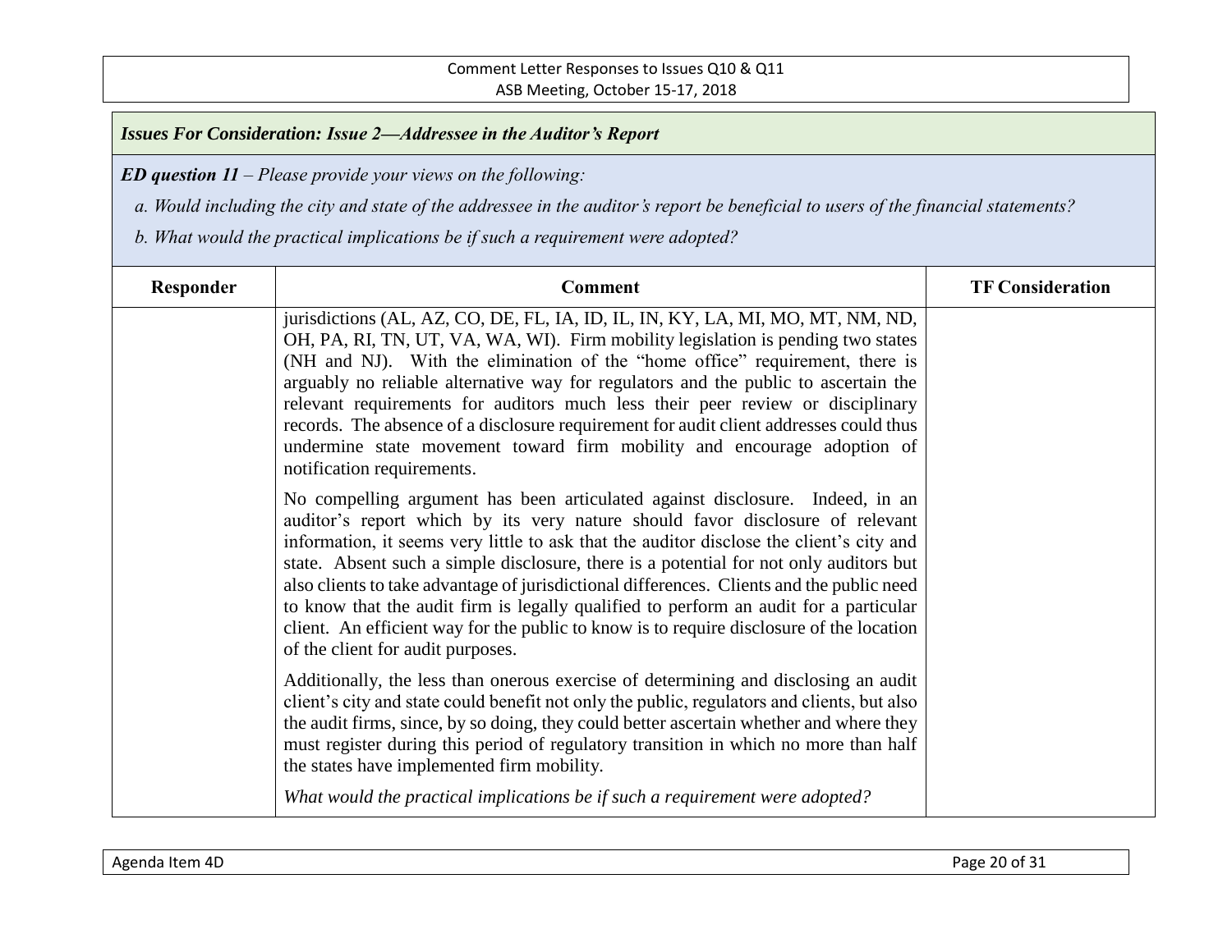*Issues For Consideration: Issue 2—Addressee in the Auditor's Report*

***ED question 11** – Please provide your views on the following:*

*a. Would including the city and state of the addressee in the auditor's report be beneficial to users of the financial statements?*

*b. What would the practical implications be if such a requirement were adopted?*

| Responder | Comment | TF Consideration |
|---|---|---|
| | jurisdictions (AL, AZ, CO, DE, FL, IA, ID, IL, IN, KY, LA, MI, MO, MT, NM, ND, OH, PA, RI, TN, UT, VA, WA, WI). Firm mobility legislation is pending two states (NH and NJ). With the elimination of the "home office" requirement, there is arguably no reliable alternative way for regulators and the public to ascertain the relevant requirements for auditors much less their peer review or disciplinary records. The absence of a disclosure requirement for audit client addresses could thus undermine state movement toward firm mobility and encourage adoption of notification requirements.<br><br>No compelling argument has been articulated against disclosure. Indeed, in an auditor's report which by its very nature should favor disclosure of relevant information, it seems very little to ask that the auditor disclose the client's city and state. Absent such a simple disclosure, there is a potential for not only auditors but also clients to take advantage of jurisdictional differences. Clients and the public need to know that the audit firm is legally qualified to perform an audit for a particular client. An efficient way for the public to know is to require disclosure of the location of the client for audit purposes.<br><br>Additionally, the less than onerous exercise of determining and disclosing an audit client's city and state could benefit not only the public, regulators and clients, but also the audit firms, since, by so doing, they could better ascertain whether and where they must register during this period of regulatory transition in which no more than half the states have implemented firm mobility.<br><br>*What would the practical implications be if such a requirement were adopted?* | |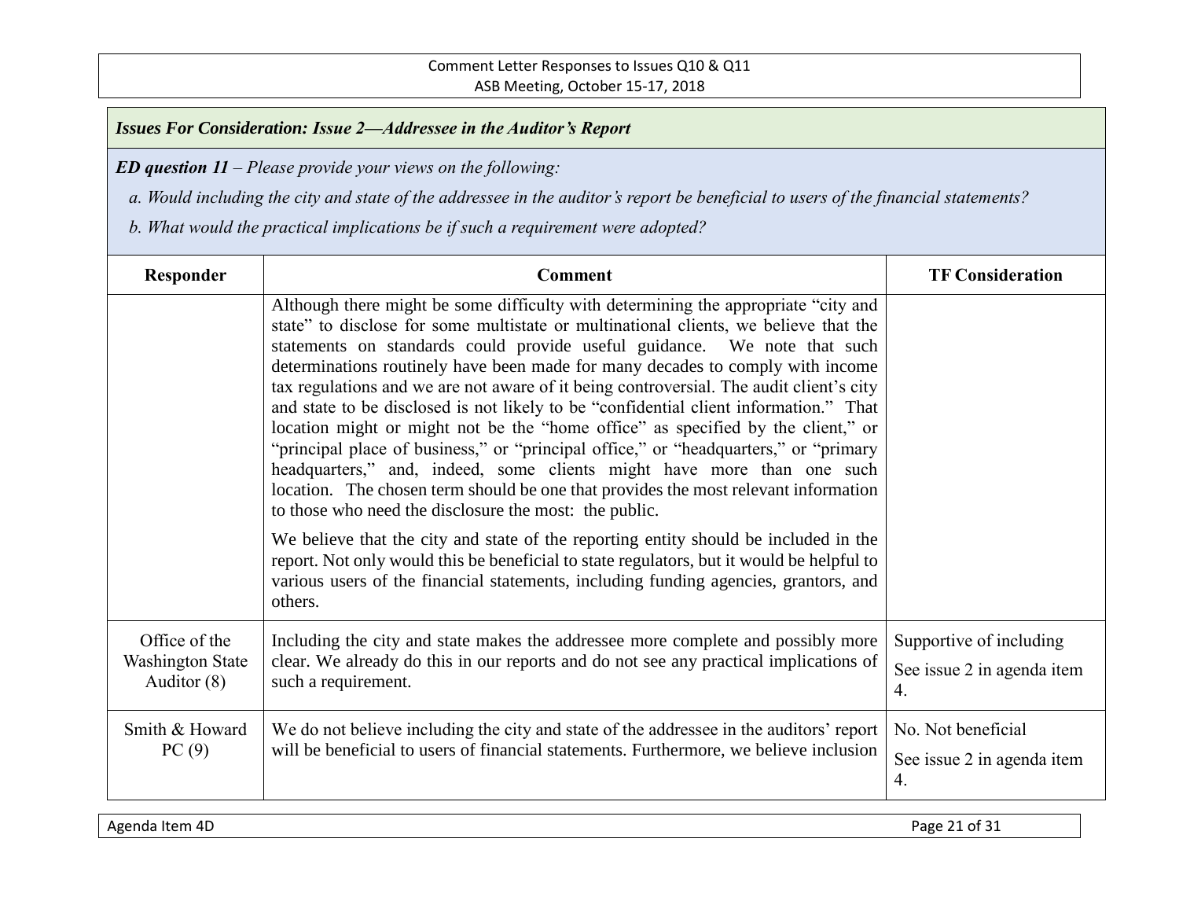***Issues For Consideration: Issue 2—Addressee in the Auditor's Report***

***ED question 11** – Please provide your views on the following:*

*a. Would including the city and state of the addressee in the auditor's report be beneficial to users of the financial statements?*

*b. What would the practical implications be if such a requirement were adopted?*

| Responder | Comment | TF Consideration |
|---|---|---|
| | Although there might be some difficulty with determining the appropriate "city and state" to disclose for some multistate or multinational clients, we believe that the statements on standards could provide useful guidance. We note that such determinations routinely have been made for many decades to comply with income tax regulations and we are not aware of it being controversial. The audit client's city and state to be disclosed is not likely to be "confidential client information." That location might or might not be the "home office" as specified by the client," or "principal place of business," or "principal office," or "headquarters," or "primary headquarters," and, indeed, some clients might have more than one such location. The chosen term should be one that provides the most relevant information to those who need the disclosure the most: the public.<br><br>We believe that the city and state of the reporting entity should be included in the report. Not only would this be beneficial to state regulators, but it would be helpful to various users of the financial statements, including funding agencies, grantors, and others. | |
| Office of the Washington State Auditor (8) | Including the city and state makes the addressee more complete and possibly more clear. We already do this in our reports and do not see any practical implications of such a requirement. | Supportive of including<br><br>See issue 2 in agenda item 4. |
| Smith & Howard PC (9) | We do not believe including the city and state of the addressee in the auditors' report will be beneficial to users of financial statements. Furthermore, we believe inclusion | No. Not beneficial<br><br>See issue 2 in agenda item 4. |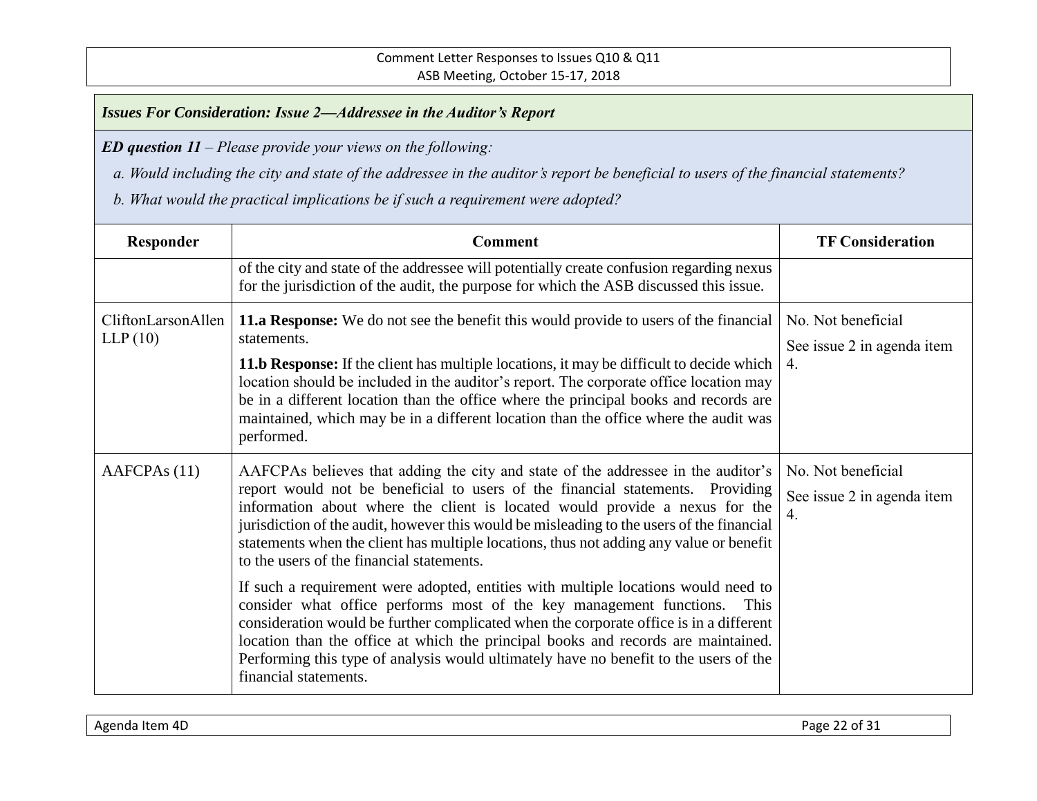***Issues For Consideration: Issue 2—Addressee in the Auditor's Report***

***ED question 11** – Please provide your views on the following:*

*a. Would including the city and state of the addressee in the auditor's report be beneficial to users of the financial statements?*

*b. What would the practical implications be if such a requirement were adopted?*

| Responder | Comment | TF Consideration |
|---|---|---|
| | of the city and state of the addressee will potentially create confusion regarding nexus for the jurisdiction of the audit, the purpose for which the ASB discussed this issue. | |
| CliftonLarsonAllen LLP (10) | **11.a Response:** We do not see the benefit this would provide to users of the financial statements.<br><br>**11.b Response:** If the client has multiple locations, it may be difficult to decide which location should be included in the auditor's report. The corporate office location may be in a different location than the office where the principal books and records are maintained, which may be in a different location than the office where the audit was performed. | No. Not beneficial<br><br>See issue 2 in agenda item 4. |
| AAFCPAs (11) | AAFCPAs believes that adding the city and state of the addressee in the auditor's report would not be beneficial to users of the financial statements. Providing information about where the client is located would provide a nexus for the jurisdiction of the audit, however this would be misleading to the users of the financial statements when the client has multiple locations, thus not adding any value or benefit to the users of the financial statements.<br><br>If such a requirement were adopted, entities with multiple locations would need to consider what office performs most of the key management functions. This consideration would be further complicated when the corporate office is in a different location than the office at which the principal books and records are maintained. Performing this type of analysis would ultimately have no benefit to the users of the financial statements. | No. Not beneficial<br><br>See issue 2 in agenda item 4. |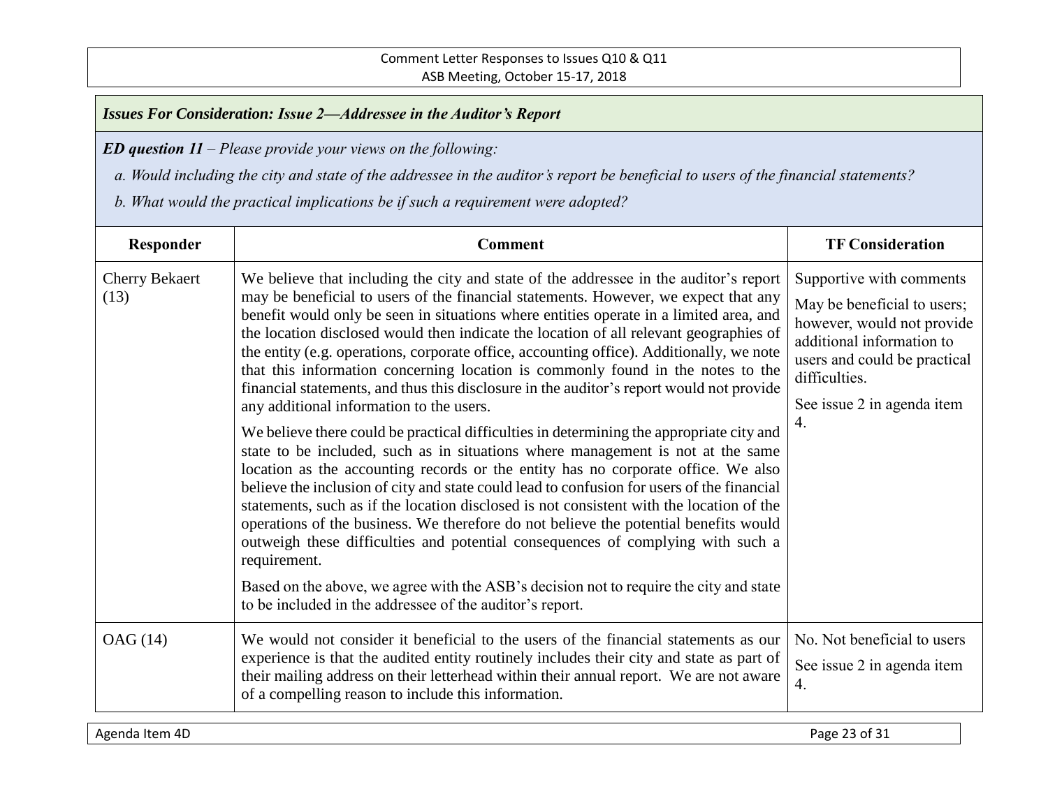***Issues For Consideration: Issue 2—Addressee in the Auditor's Report***

***ED question 11*** *– Please provide your views on the following:*

*a. Would including the city and state of the addressee in the auditor's report be beneficial to users of the financial statements?*

*b. What would the practical implications be if such a requirement were adopted?*

| Responder | Comment | TF Consideration |
|---|---|---|
| Cherry Bekaert (13) | We believe that including the city and state of the addressee in the auditor's report may be beneficial to users of the financial statements. However, we expect that any benefit would only be seen in situations where entities operate in a limited area, and the location disclosed would then indicate the location of all relevant geographies of the entity (e.g. operations, corporate office, accounting office). Additionally, we note that this information concerning location is commonly found in the notes to the financial statements, and thus this disclosure in the auditor's report would not provide any additional information to the users.<br><br>We believe there could be practical difficulties in determining the appropriate city and state to be included, such as in situations where management is not at the same location as the accounting records or the entity has no corporate office. We also believe the inclusion of city and state could lead to confusion for users of the financial statements, such as if the location disclosed is not consistent with the location of the operations of the business. We therefore do not believe the potential benefits would outweigh these difficulties and potential consequences of complying with such a requirement.<br><br>Based on the above, we agree with the ASB's decision not to require the city and state to be included in the addressee of the auditor's report. | Supportive with comments<br><br>May be beneficial to users; however, would not provide additional information to users and could be practical difficulties.<br><br>See issue 2 in agenda item 4. |
| OAG (14) | We would not consider it beneficial to the users of the financial statements as our experience is that the audited entity routinely includes their city and state as part of their mailing address on their letterhead within their annual report. We are not aware of a compelling reason to include this information. | No. Not beneficial to users<br><br>See issue 2 in agenda item 4. |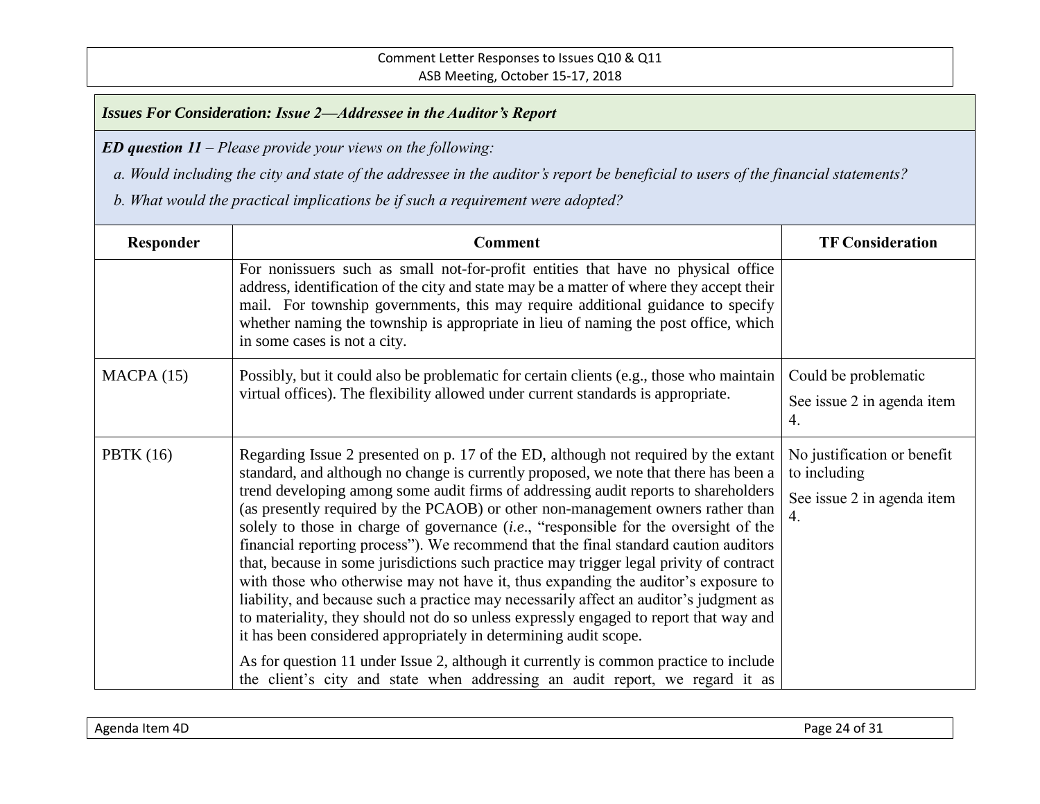***Issues For Consideration: Issue 2—Addressee in the Auditor's Report***

***ED question 11** – Please provide your views on the following:*

*a. Would including the city and state of the addressee in the auditor's report be beneficial to users of the financial statements?*

*b. What would the practical implications be if such a requirement were adopted?*

| Responder | Comment | TF Consideration |
|---|---|---|
| | For nonissuers such as small not-for-profit entities that have no physical office address, identification of the city and state may be a matter of where they accept their mail. For township governments, this may require additional guidance to specify whether naming the township is appropriate in lieu of naming the post office, which in some cases is not a city. | |
| MACPA (15) | Possibly, but it could also be problematic for certain clients (e.g., those who maintain virtual offices). The flexibility allowed under current standards is appropriate. | Could be problematic<br><br>See issue 2 in agenda item 4. |
| PBTK (16) | Regarding Issue 2 presented on p. 17 of the ED, although not required by the extant standard, and although no change is currently proposed, we note that there has been a trend developing among some audit firms of addressing audit reports to shareholders (as presently required by the PCAOB) or other non-management owners rather than solely to those in charge of governance (*i.e*., "responsible for the oversight of the financial reporting process"). We recommend that the final standard caution auditors that, because in some jurisdictions such practice may trigger legal privity of contract with those who otherwise may not have it, thus expanding the auditor's exposure to liability, and because such a practice may necessarily affect an auditor's judgment as to materiality, they should not do so unless expressly engaged to report that way and it has been considered appropriately in determining audit scope.<br><br>As for question 11 under Issue 2, although it currently is common practice to include the client's city and state when addressing an audit report, we regard it as | No justification or benefit to including<br><br>See issue 2 in agenda item 4. |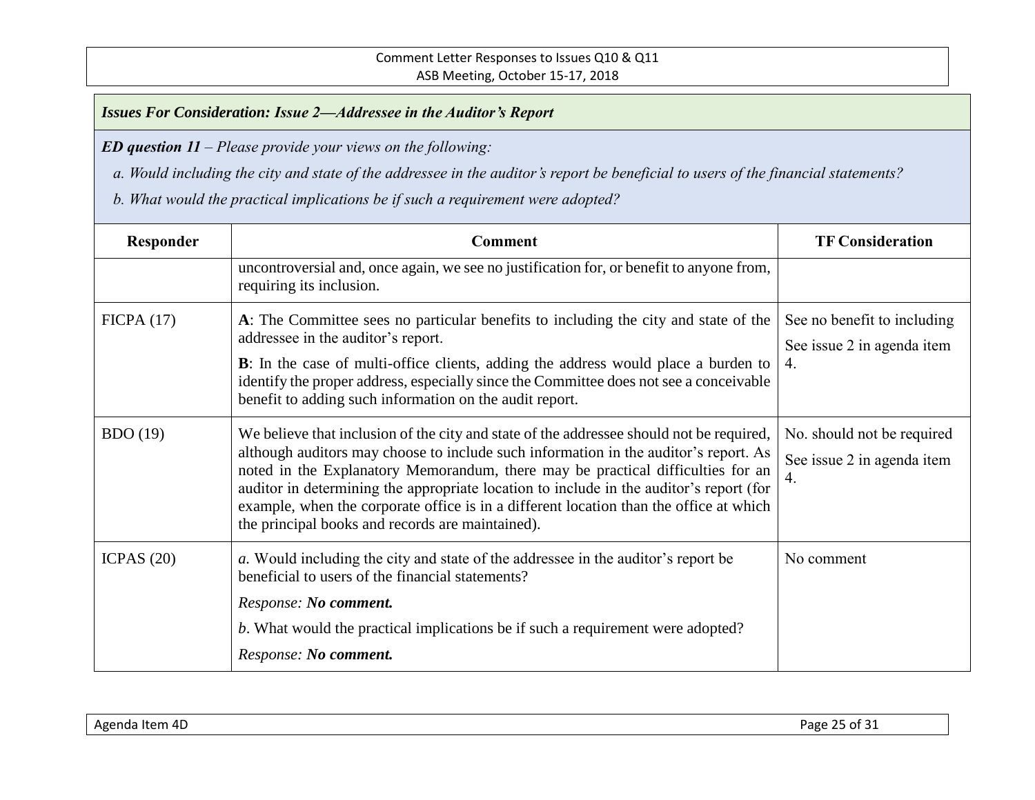*Issues For Consideration: Issue 2—Addressee in the Auditor's Report*

***ED question 11*** *– Please provide your views on the following:*

*a. Would including the city and state of the addressee in the auditor's report be beneficial to users of the financial statements?*

*b. What would the practical implications be if such a requirement were adopted?*

| Responder | Comment | TF Consideration |
|---|---|---|
| | uncontroversial and, once again, we see no justification for, or benefit to anyone from, requiring its inclusion. | |
| FICPA (17) | **A**: The Committee sees no particular benefits to including the city and state of the addressee in the auditor's report.<br><br>**B**: In the case of multi-office clients, adding the address would place a burden to identify the proper address, especially since the Committee does not see a conceivable benefit to adding such information on the audit report. | See no benefit to including<br><br>See issue 2 in agenda item 4. |
| BDO (19) | We believe that inclusion of the city and state of the addressee should not be required, although auditors may choose to include such information in the auditor's report. As noted in the Explanatory Memorandum, there may be practical difficulties for an auditor in determining the appropriate location to include in the auditor's report (for example, when the corporate office is in a different location than the office at which the principal books and records are maintained). | No. should not be required<br><br>See issue 2 in agenda item 4. |
| ICPAS (20) | *a.* Would including the city and state of the addressee in the auditor's report be beneficial to users of the financial statements?<br><br>*Response:* ***No comment.***<br><br>*b*. What would the practical implications be if such a requirement were adopted?<br><br>*Response:* ***No comment.*** | No comment |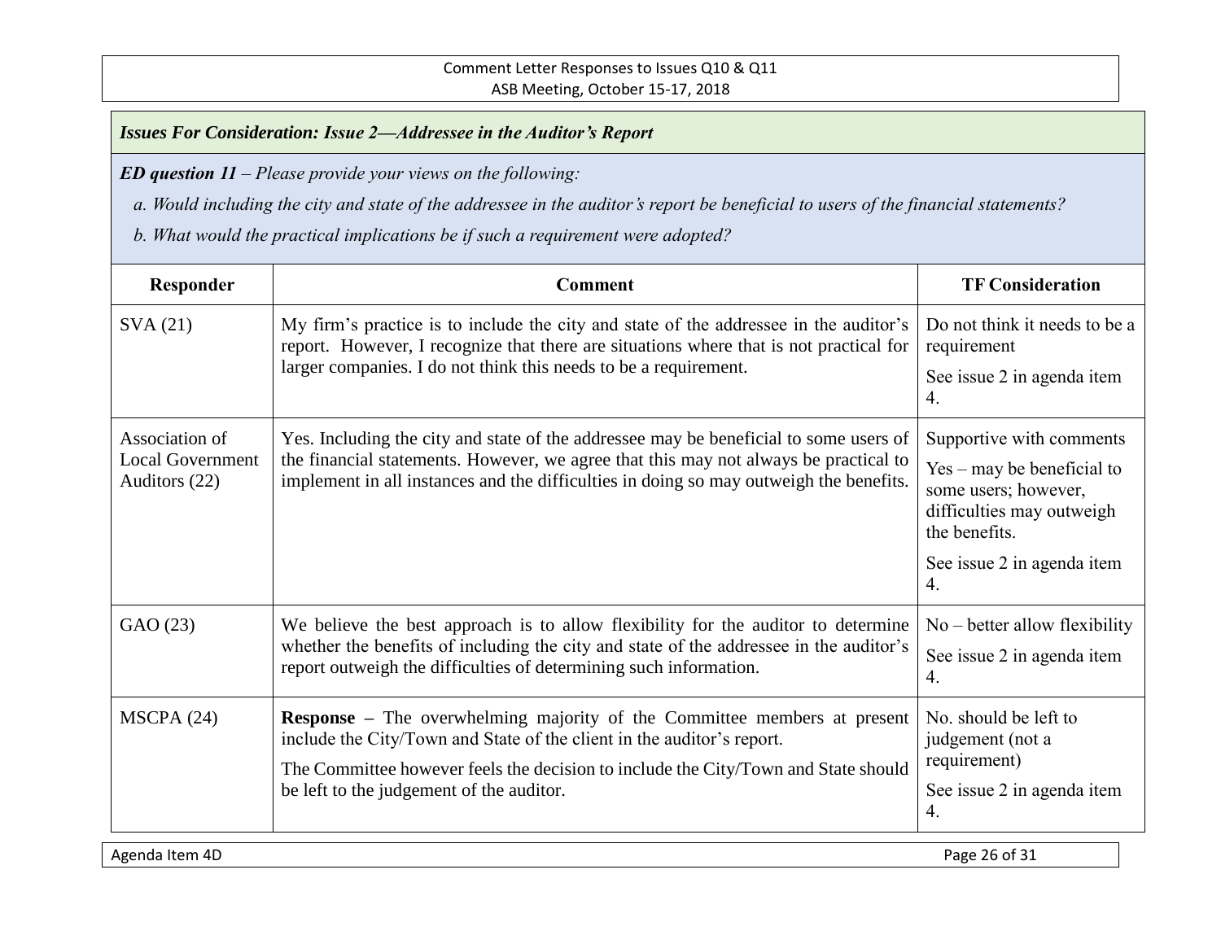***Issues For Consideration: Issue 2—Addressee in the Auditor's Report***

***ED question 11** – Please provide your views on the following:*

*a. Would including the city and state of the addressee in the auditor's report be beneficial to users of the financial statements?*

*b. What would the practical implications be if such a requirement were adopted?*

| Responder | Comment | TF Consideration |
|---|---|---|
| SVA (21) | My firm's practice is to include the city and state of the addressee in the auditor's report. However, I recognize that there are situations where that is not practical for larger companies. I do not think this needs to be a requirement. | Do not think it needs to be a requirement<br><br>See issue 2 in agenda item 4. |
| Association of Local Government Auditors (22) | Yes. Including the city and state of the addressee may be beneficial to some users of the financial statements. However, we agree that this may not always be practical to implement in all instances and the difficulties in doing so may outweigh the benefits. | Supportive with comments<br><br>Yes – may be beneficial to some users; however, difficulties may outweigh the benefits.<br><br>See issue 2 in agenda item 4. |
| GAO (23) | We believe the best approach is to allow flexibility for the auditor to determine whether the benefits of including the city and state of the addressee in the auditor's report outweigh the difficulties of determining such information. | No – better allow flexibility<br><br>See issue 2 in agenda item 4. |
| MSCPA (24) | **Response –** The overwhelming majority of the Committee members at present include the City/Town and State of the client in the auditor's report.<br><br>The Committee however feels the decision to include the City/Town and State should be left to the judgement of the auditor. | No. should be left to judgement (not a requirement)<br><br>See issue 2 in agenda item 4. |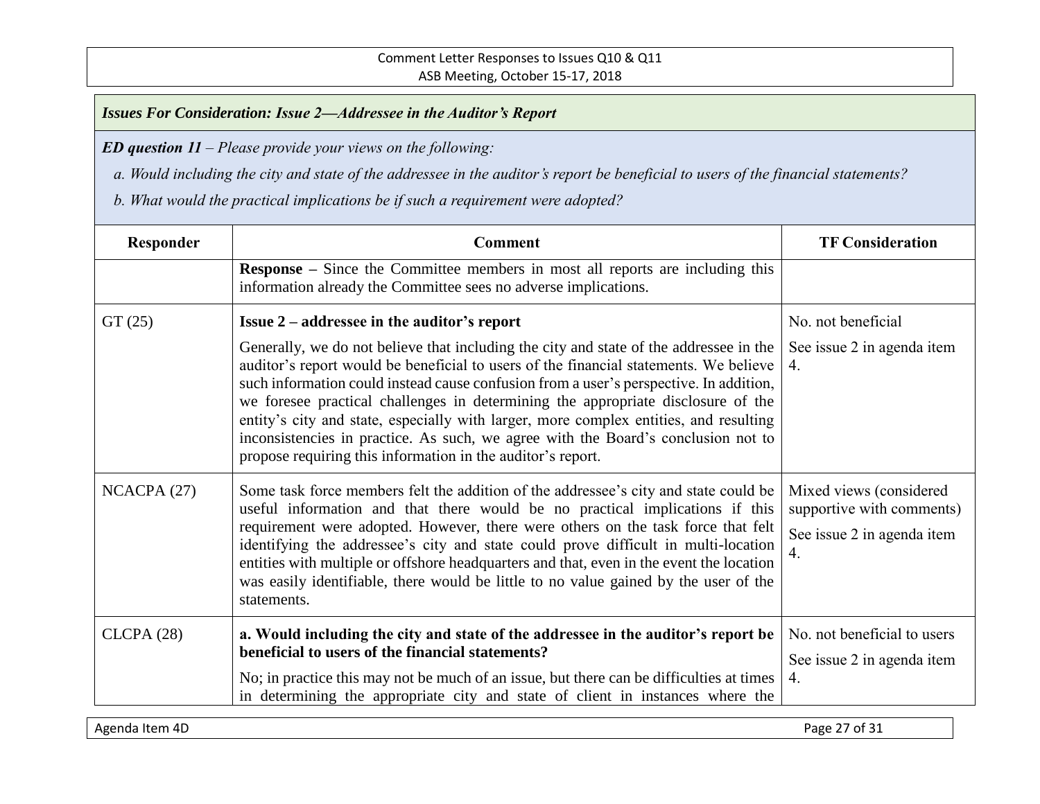***Issues For Consideration: Issue 2—Addressee in the Auditor's Report***

***ED question 11** – Please provide your views on the following:*

*a. Would including the city and state of the addressee in the auditor's report be beneficial to users of the financial statements?*

*b. What would the practical implications be if such a requirement were adopted?*

| Responder | Comment | TF Consideration |
|---|---|---|
| | **Response –** Since the Committee members in most all reports are including this information already the Committee sees no adverse implications. | |
| GT (25) | **Issue 2 – addressee in the auditor's report**<br><br>Generally, we do not believe that including the city and state of the addressee in the auditor's report would be beneficial to users of the financial statements. We believe such information could instead cause confusion from a user's perspective. In addition, we foresee practical challenges in determining the appropriate disclosure of the entity's city and state, especially with larger, more complex entities, and resulting inconsistencies in practice. As such, we agree with the Board's conclusion not to propose requiring this information in the auditor's report. | No. not beneficial<br><br>See issue 2 in agenda item 4. |
| NCACPA (27) | Some task force members felt the addition of the addressee's city and state could be useful information and that there would be no practical implications if this requirement were adopted. However, there were others on the task force that felt identifying the addressee's city and state could prove difficult in multi-location entities with multiple or offshore headquarters and that, even in the event the location was easily identifiable, there would be little to no value gained by the user of the statements. | Mixed views (considered supportive with comments)<br><br>See issue 2 in agenda item 4. |
| CLCPA (28) | **a. Would including the city and state of the addressee in the auditor's report be beneficial to users of the financial statements?**<br><br>No; in practice this may not be much of an issue, but there can be difficulties at times in determining the appropriate city and state of client in instances where the | No. not beneficial to users<br><br>See issue 2 in agenda item 4. |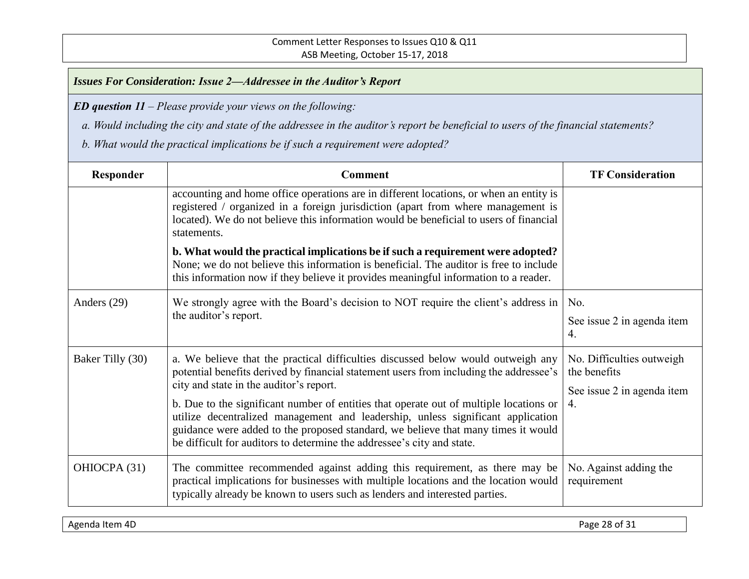***Issues For Consideration: Issue 2—Addressee in the Auditor's Report***

***ED question 11** – Please provide your views on the following:*

*a. Would including the city and state of the addressee in the auditor's report be beneficial to users of the financial statements?*

*b. What would the practical implications be if such a requirement were adopted?*

| Responder | Comment | TF Consideration |
|---|---|---|
| | accounting and home office operations are in different locations, or when an entity is registered / organized in a foreign jurisdiction (apart from where management is located). We do not believe this information would be beneficial to users of financial statements.<br><br>**b. What would the practical implications be if such a requirement were adopted?** None; we do not believe this information is beneficial. The auditor is free to include this information now if they believe it provides meaningful information to a reader. | |
| Anders (29) | We strongly agree with the Board's decision to NOT require the client's address in the auditor's report. | No.<br><br>See issue 2 in agenda item 4. |
| Baker Tilly (30) | a. We believe that the practical difficulties discussed below would outweigh any potential benefits derived by financial statement users from including the addressee's city and state in the auditor's report.<br><br>b. Due to the significant number of entities that operate out of multiple locations or utilize decentralized management and leadership, unless significant application guidance were added to the proposed standard, we believe that many times it would be difficult for auditors to determine the addressee's city and state. | No. Difficulties outweigh the benefits<br><br>See issue 2 in agenda item 4. |
| OHIOCPA (31) | The committee recommended against adding this requirement, as there may be practical implications for businesses with multiple locations and the location would typically already be known to users such as lenders and interested parties. | No. Against adding the requirement |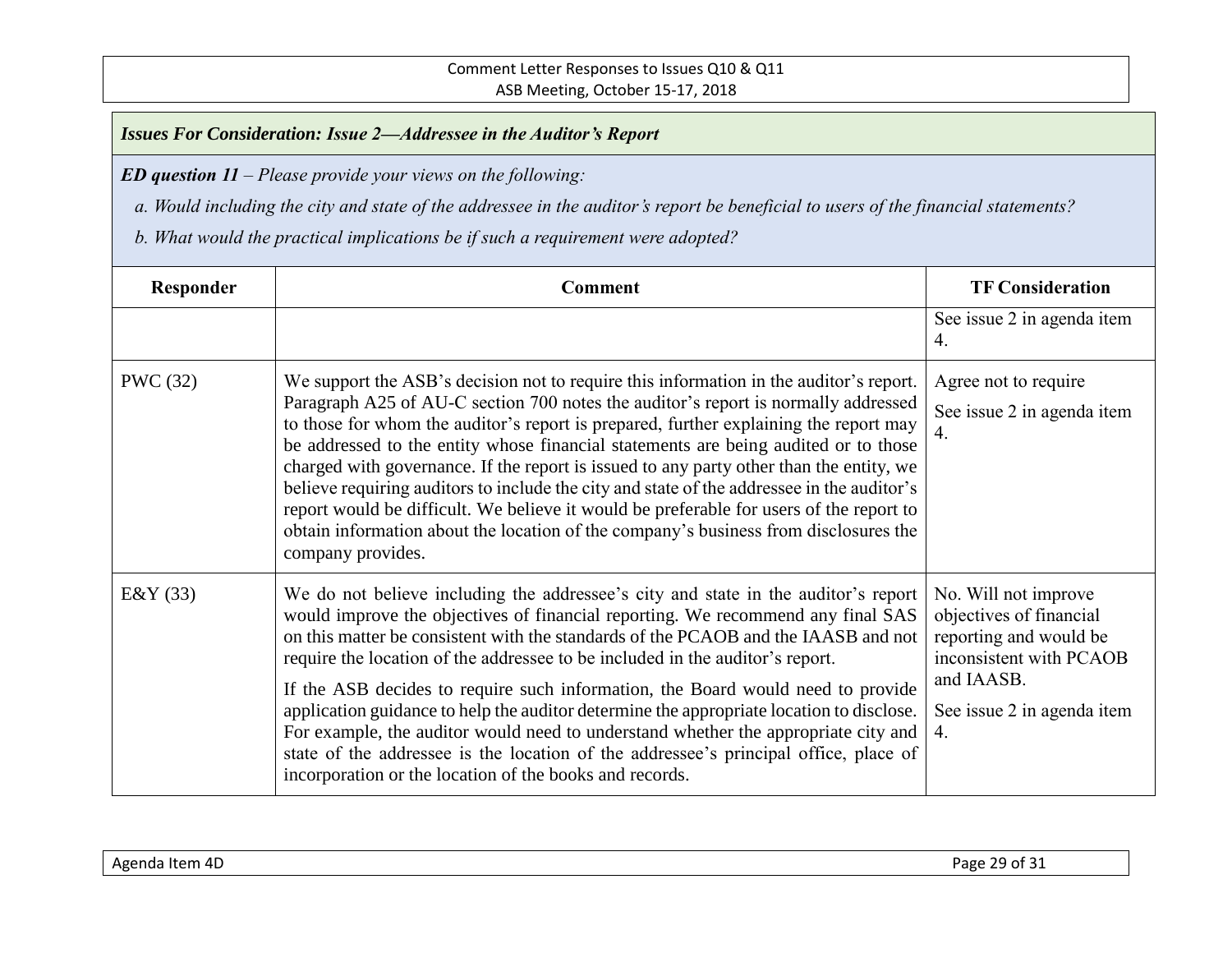*Issues For Consideration: Issue 2—Addressee in the Auditor's Report*

***ED question 11*** *– Please provide your views on the following:*

*a. Would including the city and state of the addressee in the auditor's report be beneficial to users of the financial statements?*

*b. What would the practical implications be if such a requirement were adopted?*

| Responder | Comment | TF Consideration |
|---|---|---|
| | | See issue 2 in agenda item 4. |
| PWC (32) | We support the ASB's decision not to require this information in the auditor's report. Paragraph A25 of AU-C section 700 notes the auditor's report is normally addressed to those for whom the auditor's report is prepared, further explaining the report may be addressed to the entity whose financial statements are being audited or to those charged with governance. If the report is issued to any party other than the entity, we believe requiring auditors to include the city and state of the addressee in the auditor's report would be difficult. We believe it would be preferable for users of the report to obtain information about the location of the company's business from disclosures the company provides. | Agree not to require<br><br>See issue 2 in agenda item 4. |
| E&Y (33) | We do not believe including the addressee's city and state in the auditor's report would improve the objectives of financial reporting. We recommend any final SAS on this matter be consistent with the standards of the PCAOB and the IAASB and not require the location of the addressee to be included in the auditor's report.<br><br>If the ASB decides to require such information, the Board would need to provide application guidance to help the auditor determine the appropriate location to disclose. For example, the auditor would need to understand whether the appropriate city and state of the addressee is the location of the addressee's principal office, place of incorporation or the location of the books and records. | No. Will not improve objectives of financial reporting and would be inconsistent with PCAOB and IAASB.<br><br>See issue 2 in agenda item 4. |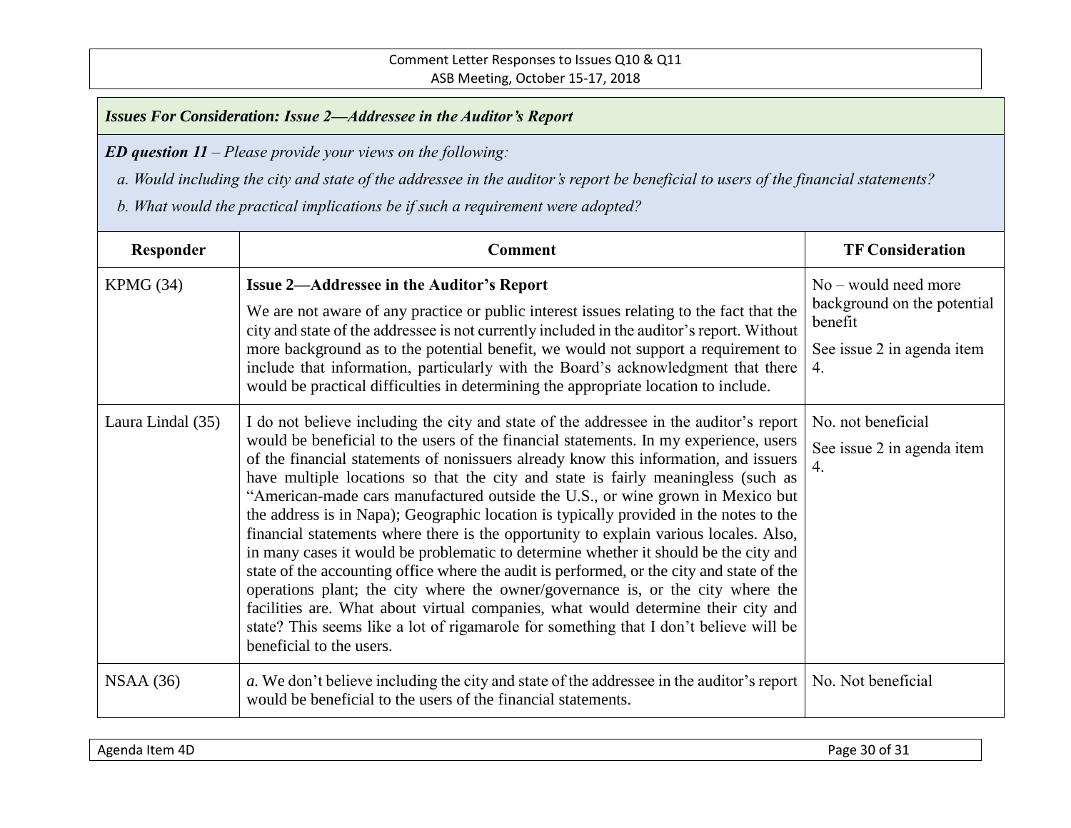***Issues For Consideration: Issue 2—Addressee in the Auditor's Report***

***ED question 11*** *– Please provide your views on the following:*

*a. Would including the city and state of the addressee in the auditor's report be beneficial to users of the financial statements?*

*b. What would the practical implications be if such a requirement were adopted?*

| Responder | Comment | TF Consideration |
|---|---|---|
| KPMG (34) | **Issue 2—Addressee in the Auditor's Report**<br>We are not aware of any practice or public interest issues relating to the fact that the city and state of the addressee is not currently included in the auditor's report. Without more background as to the potential benefit, we would not support a requirement to include that information, particularly with the Board's acknowledgment that there would be practical difficulties in determining the appropriate location to include. | No – would need more background on the potential benefit<br>See issue 2 in agenda item 4. |
| Laura Lindal (35) | I do not believe including the city and state of the addressee in the auditor's report would be beneficial to the users of the financial statements. In my experience, users of the financial statements of nonissuers already know this information, and issuers have multiple locations so that the city and state is fairly meaningless (such as "American-made cars manufactured outside the U.S., or wine grown in Mexico but the address is in Napa); Geographic location is typically provided in the notes to the financial statements where there is the opportunity to explain various locales. Also, in many cases it would be problematic to determine whether it should be the city and state of the accounting office where the audit is performed, or the city and state of the operations plant; the city where the owner/governance is, or the city where the facilities are. What about virtual companies, what would determine their city and state? This seems like a lot of rigamarole for something that I don't believe will be beneficial to the users. | No. not beneficial<br>See issue 2 in agenda item 4. |
| NSAA (36) | *a.* We don't believe including the city and state of the addressee in the auditor's report would be beneficial to the users of the financial statements. | No. Not beneficial |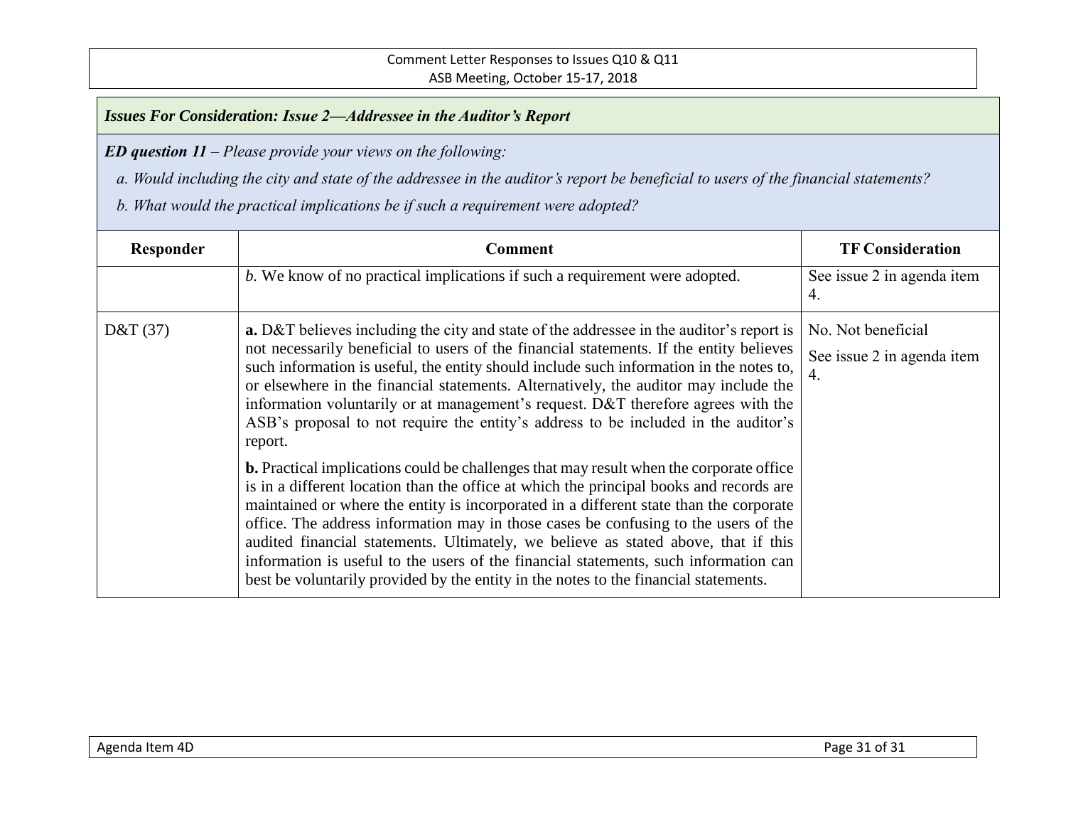*Issues For Consideration: Issue 2—Addressee in the Auditor's Report*

***ED question 11*** *– Please provide your views on the following:*

*a. Would including the city and state of the addressee in the auditor's report be beneficial to users of the financial statements?*

*b. What would the practical implications be if such a requirement were adopted?*

| Responder | Comment | TF Consideration |
|---|---|---|
| | *b.* We know of no practical implications if such a requirement were adopted. | See issue 2 in agenda item 4. |
| D&T (37) | **a.** D&T believes including the city and state of the addressee in the auditor's report is not necessarily beneficial to users of the financial statements. If the entity believes such information is useful, the entity should include such information in the notes to, or elsewhere in the financial statements. Alternatively, the auditor may include the information voluntarily or at management's request. D&T therefore agrees with the ASB's proposal to not require the entity's address to be included in the auditor's report.<br><br>**b.** Practical implications could be challenges that may result when the corporate office is in a different location than the office at which the principal books and records are maintained or where the entity is incorporated in a different state than the corporate office. The address information may in those cases be confusing to the users of the audited financial statements. Ultimately, we believe as stated above, that if this information is useful to the users of the financial statements, such information can best be voluntarily provided by the entity in the notes to the financial statements. | No. Not beneficial<br><br>See issue 2 in agenda item 4. |